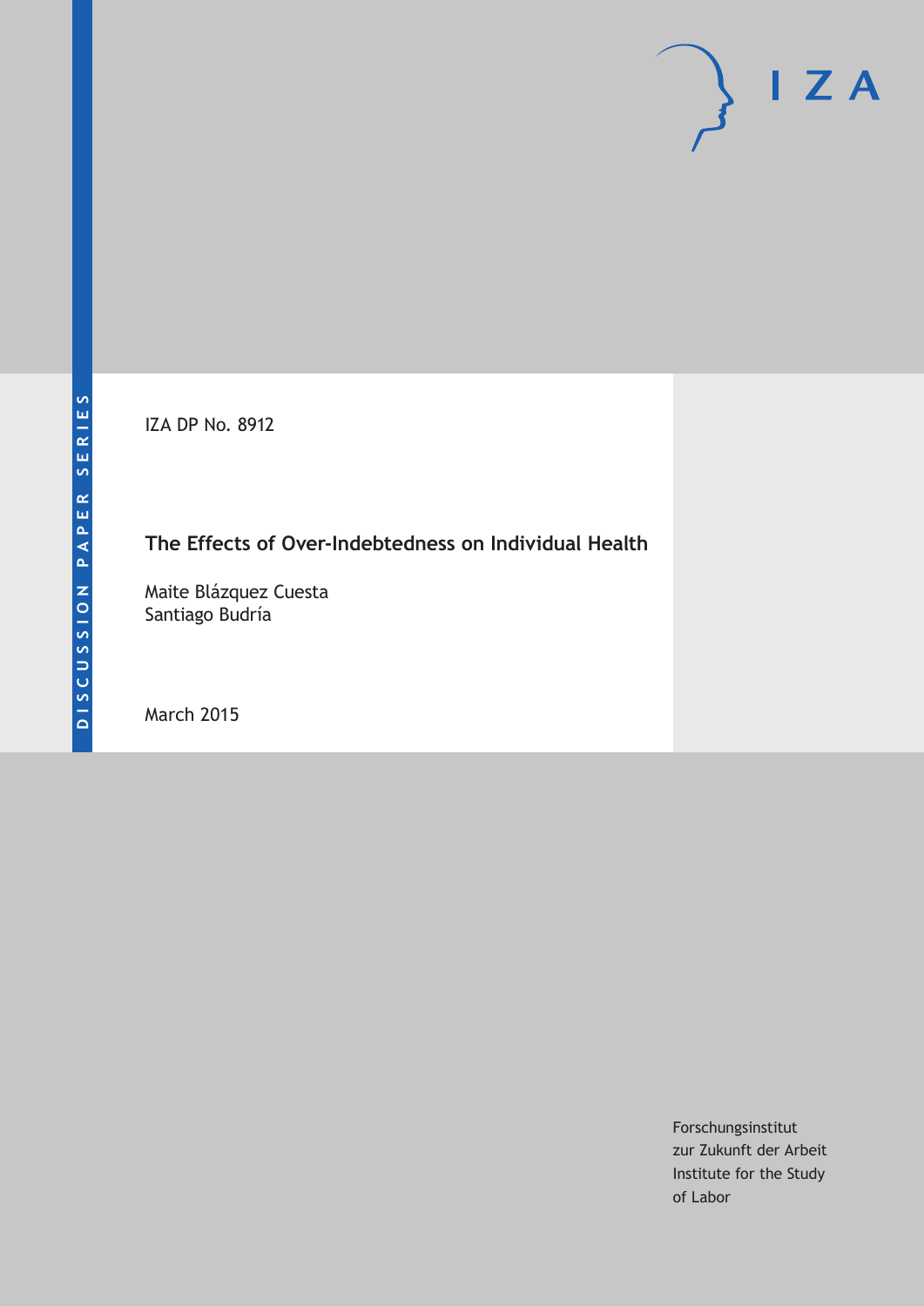DISCUSSION PAPER SERIES

IZA DP No. 8912

# The Effects of Over-Indebtedness on Individual Health

Maite Blázquez Cuesta
Santiago Budría

March 2015

Forschungsinstitut
zur Zukunft der Arbeit
Institute for the Study
of Labor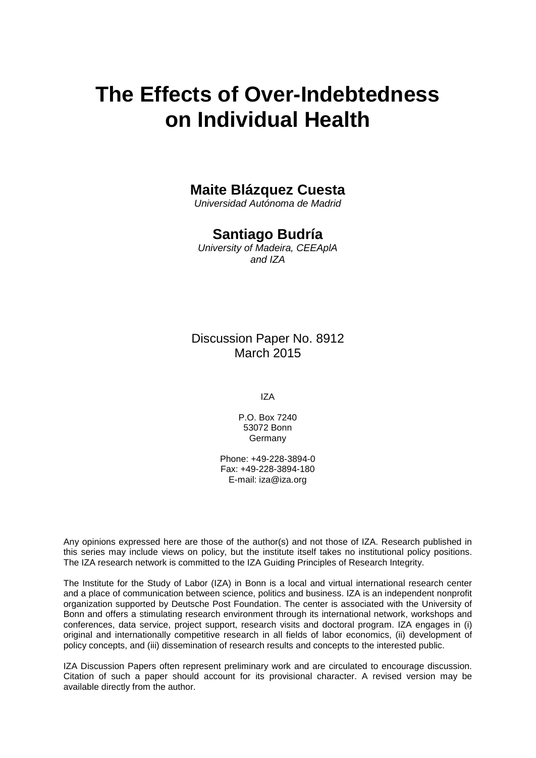# The Effects of Over-Indebtedness on Individual Health

**Maite Blázquez Cuesta**
*Universidad Autónoma de Madrid*

**Santiago Budría**
*University of Madeira, CEEAplA and IZA*

Discussion Paper No. 8912
March 2015

IZA

P.O. Box 7240
53072 Bonn
Germany

Phone: +49-228-3894-0
Fax: +49-228-3894-180
E-mail: iza@iza.org

Any opinions expressed here are those of the author(s) and not those of IZA. Research published in this series may include views on policy, but the institute itself takes no institutional policy positions. The IZA research network is committed to the IZA Guiding Principles of Research Integrity.

The Institute for the Study of Labor (IZA) in Bonn is a local and virtual international research center and a place of communication between science, politics and business. IZA is an independent nonprofit organization supported by Deutsche Post Foundation. The center is associated with the University of Bonn and offers a stimulating research environment through its international network, workshops and conferences, data service, project support, research visits and doctoral program. IZA engages in (i) original and internationally competitive research in all fields of labor economics, (ii) development of policy concepts, and (iii) dissemination of research results and concepts to the interested public.

IZA Discussion Papers often represent preliminary work and are circulated to encourage discussion. Citation of such a paper should account for its provisional character. A revised version may be available directly from the author.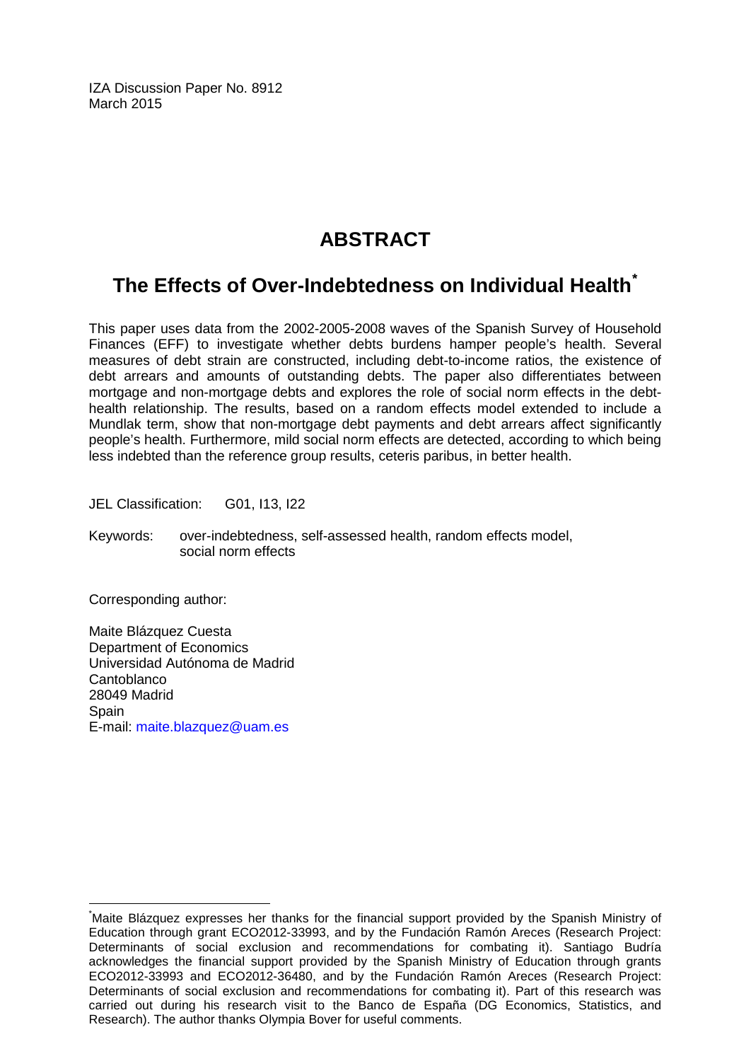IZA Discussion Paper No. 8912
March 2015

# ABSTRACT

## The Effects of Over-Indebtedness on Individual Health*

This paper uses data from the 2002-2005-2008 waves of the Spanish Survey of Household Finances (EFF) to investigate whether debts burdens hamper people's health. Several measures of debt strain are constructed, including debt-to-income ratios, the existence of debt arrears and amounts of outstanding debts. The paper also differentiates between mortgage and non-mortgage debts and explores the role of social norm effects in the debt-health relationship. The results, based on a random effects model extended to include a Mundlak term, show that non-mortgage debt payments and debt arrears affect significantly people's health. Furthermore, mild social norm effects are detected, according to which being less indebted than the reference group results, ceteris paribus, in better health.

JEL Classification: G01, I13, I22

Keywords: over-indebtedness, self-assessed health, random effects model, social norm effects

Corresponding author:

Maite Blázquez Cuesta
Department of Economics
Universidad Autónoma de Madrid
Cantoblanco
28049 Madrid
Spain
E-mail: maite.blazquez@uam.es

---

*Maite Blázquez expresses her thanks for the financial support provided by the Spanish Ministry of Education through grant ECO2012-33993, and by the Fundación Ramón Areces (Research Project: Determinants of social exclusion and recommendations for combating it). Santiago Budría acknowledges the financial support provided by the Spanish Ministry of Education through grants ECO2012-33993 and ECO2012-36480, and by the Fundación Ramón Areces (Research Project: Determinants of social exclusion and recommendations for combating it). Part of this research was carried out during his research visit to the Banco de España (DG Economics, Statistics, and Research). The author thanks Olympia Bover for useful comments.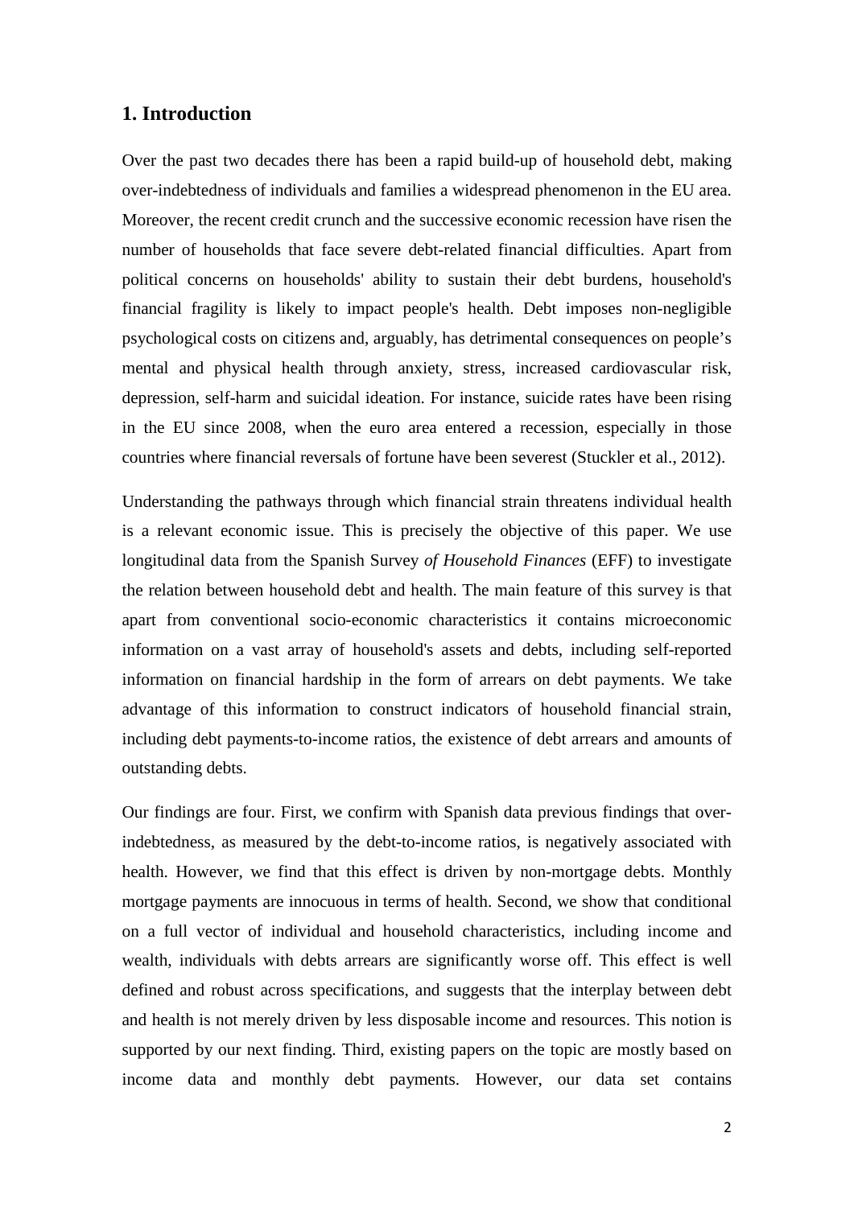## 1. Introduction

Over the past two decades there has been a rapid build-up of household debt, making over-indebtedness of individuals and families a widespread phenomenon in the EU area. Moreover, the recent credit crunch and the successive economic recession have risen the number of households that face severe debt-related financial difficulties. Apart from political concerns on households' ability to sustain their debt burdens, household's financial fragility is likely to impact people's health. Debt imposes non-negligible psychological costs on citizens and, arguably, has detrimental consequences on people's mental and physical health through anxiety, stress, increased cardiovascular risk, depression, self-harm and suicidal ideation. For instance, suicide rates have been rising in the EU since 2008, when the euro area entered a recession, especially in those countries where financial reversals of fortune have been severest (Stuckler et al., 2012).

Understanding the pathways through which financial strain threatens individual health is a relevant economic issue. This is precisely the objective of this paper. We use longitudinal data from the Spanish Survey *of Household Finances* (EFF) to investigate the relation between household debt and health. The main feature of this survey is that apart from conventional socio-economic characteristics it contains microeconomic information on a vast array of household's assets and debts, including self-reported information on financial hardship in the form of arrears on debt payments. We take advantage of this information to construct indicators of household financial strain, including debt payments-to-income ratios, the existence of debt arrears and amounts of outstanding debts.

Our findings are four. First, we confirm with Spanish data previous findings that over-indebtedness, as measured by the debt-to-income ratios, is negatively associated with health. However, we find that this effect is driven by non-mortgage debts. Monthly mortgage payments are innocuous in terms of health. Second, we show that conditional on a full vector of individual and household characteristics, including income and wealth, individuals with debts arrears are significantly worse off. This effect is well defined and robust across specifications, and suggests that the interplay between debt and health is not merely driven by less disposable income and resources. This notion is supported by our next finding. Third, existing papers on the topic are mostly based on income data and monthly debt payments. However, our data set contains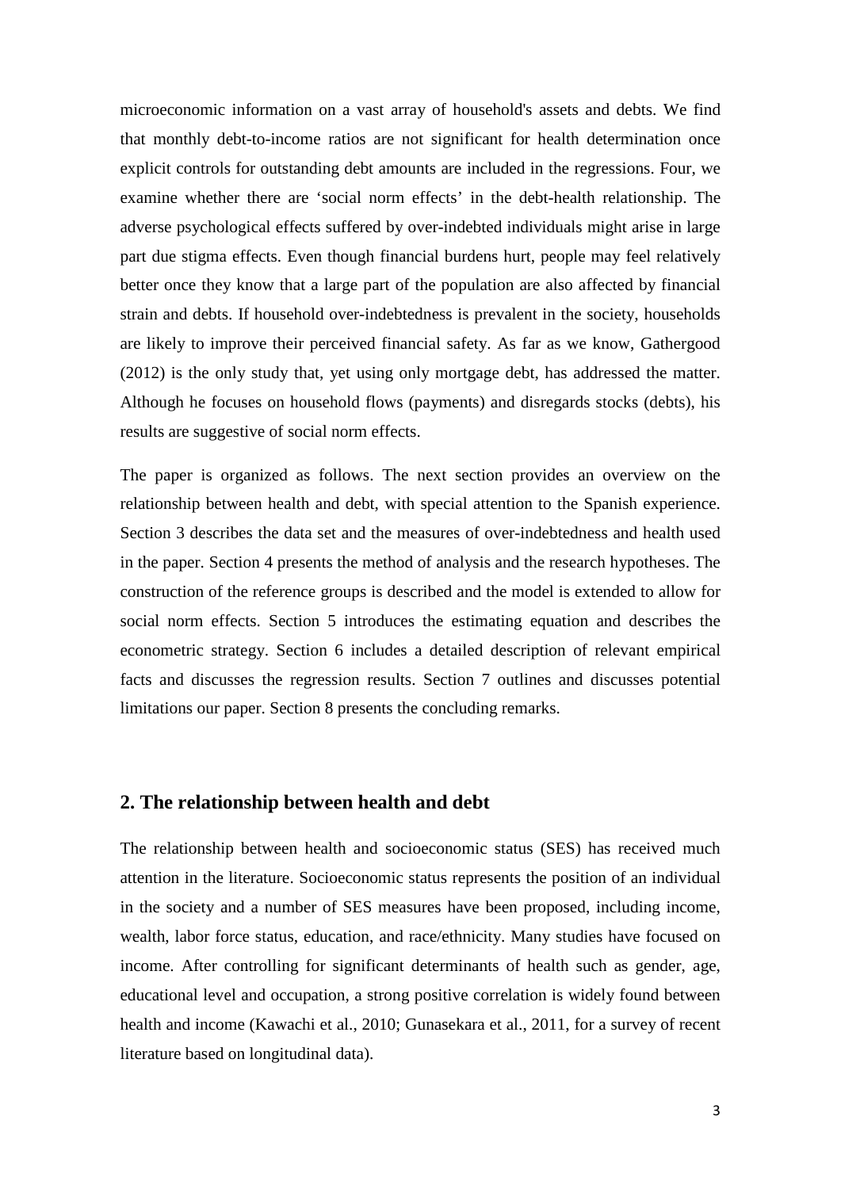microeconomic information on a vast array of household's assets and debts. We find that monthly debt-to-income ratios are not significant for health determination once explicit controls for outstanding debt amounts are included in the regressions. Four, we examine whether there are 'social norm effects' in the debt-health relationship. The adverse psychological effects suffered by over-indebted individuals might arise in large part due stigma effects. Even though financial burdens hurt, people may feel relatively better once they know that a large part of the population are also affected by financial strain and debts. If household over-indebtedness is prevalent in the society, households are likely to improve their perceived financial safety. As far as we know, Gathergood (2012) is the only study that, yet using only mortgage debt, has addressed the matter. Although he focuses on household flows (payments) and disregards stocks (debts), his results are suggestive of social norm effects.

The paper is organized as follows. The next section provides an overview on the relationship between health and debt, with special attention to the Spanish experience. Section 3 describes the data set and the measures of over-indebtedness and health used in the paper. Section 4 presents the method of analysis and the research hypotheses. The construction of the reference groups is described and the model is extended to allow for social norm effects. Section 5 introduces the estimating equation and describes the econometric strategy. Section 6 includes a detailed description of relevant empirical facts and discusses the regression results. Section 7 outlines and discusses potential limitations our paper. Section 8 presents the concluding remarks.

## 2. The relationship between health and debt

The relationship between health and socioeconomic status (SES) has received much attention in the literature. Socioeconomic status represents the position of an individual in the society and a number of SES measures have been proposed, including income, wealth, labor force status, education, and race/ethnicity. Many studies have focused on income. After controlling for significant determinants of health such as gender, age, educational level and occupation, a strong positive correlation is widely found between health and income (Kawachi et al., 2010; Gunasekara et al., 2011, for a survey of recent literature based on longitudinal data).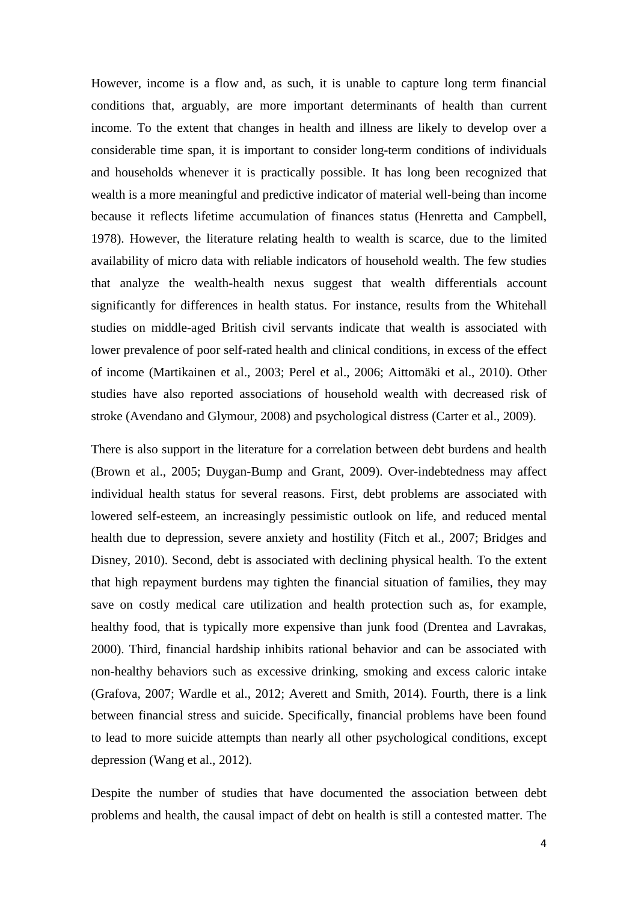However, income is a flow and, as such, it is unable to capture long term financial conditions that, arguably, are more important determinants of health than current income. To the extent that changes in health and illness are likely to develop over a considerable time span, it is important to consider long-term conditions of individuals and households whenever it is practically possible. It has long been recognized that wealth is a more meaningful and predictive indicator of material well-being than income because it reflects lifetime accumulation of finances status (Henretta and Campbell, 1978). However, the literature relating health to wealth is scarce, due to the limited availability of micro data with reliable indicators of household wealth. The few studies that analyze the wealth-health nexus suggest that wealth differentials account significantly for differences in health status. For instance, results from the Whitehall studies on middle-aged British civil servants indicate that wealth is associated with lower prevalence of poor self-rated health and clinical conditions, in excess of the effect of income (Martikainen et al., 2003; Perel et al., 2006; Aittomäki et al., 2010). Other studies have also reported associations of household wealth with decreased risk of stroke (Avendano and Glymour, 2008) and psychological distress (Carter et al., 2009).

There is also support in the literature for a correlation between debt burdens and health (Brown et al., 2005; Duygan-Bump and Grant, 2009). Over-indebtedness may affect individual health status for several reasons. First, debt problems are associated with lowered self-esteem, an increasingly pessimistic outlook on life, and reduced mental health due to depression, severe anxiety and hostility (Fitch et al., 2007; Bridges and Disney, 2010). Second, debt is associated with declining physical health. To the extent that high repayment burdens may tighten the financial situation of families, they may save on costly medical care utilization and health protection such as, for example, healthy food, that is typically more expensive than junk food (Drentea and Lavrakas, 2000). Third, financial hardship inhibits rational behavior and can be associated with non-healthy behaviors such as excessive drinking, smoking and excess caloric intake (Grafova, 2007; Wardle et al., 2012; Averett and Smith, 2014). Fourth, there is a link between financial stress and suicide. Specifically, financial problems have been found to lead to more suicide attempts than nearly all other psychological conditions, except depression (Wang et al., 2012).

Despite the number of studies that have documented the association between debt problems and health, the causal impact of debt on health is still a contested matter. The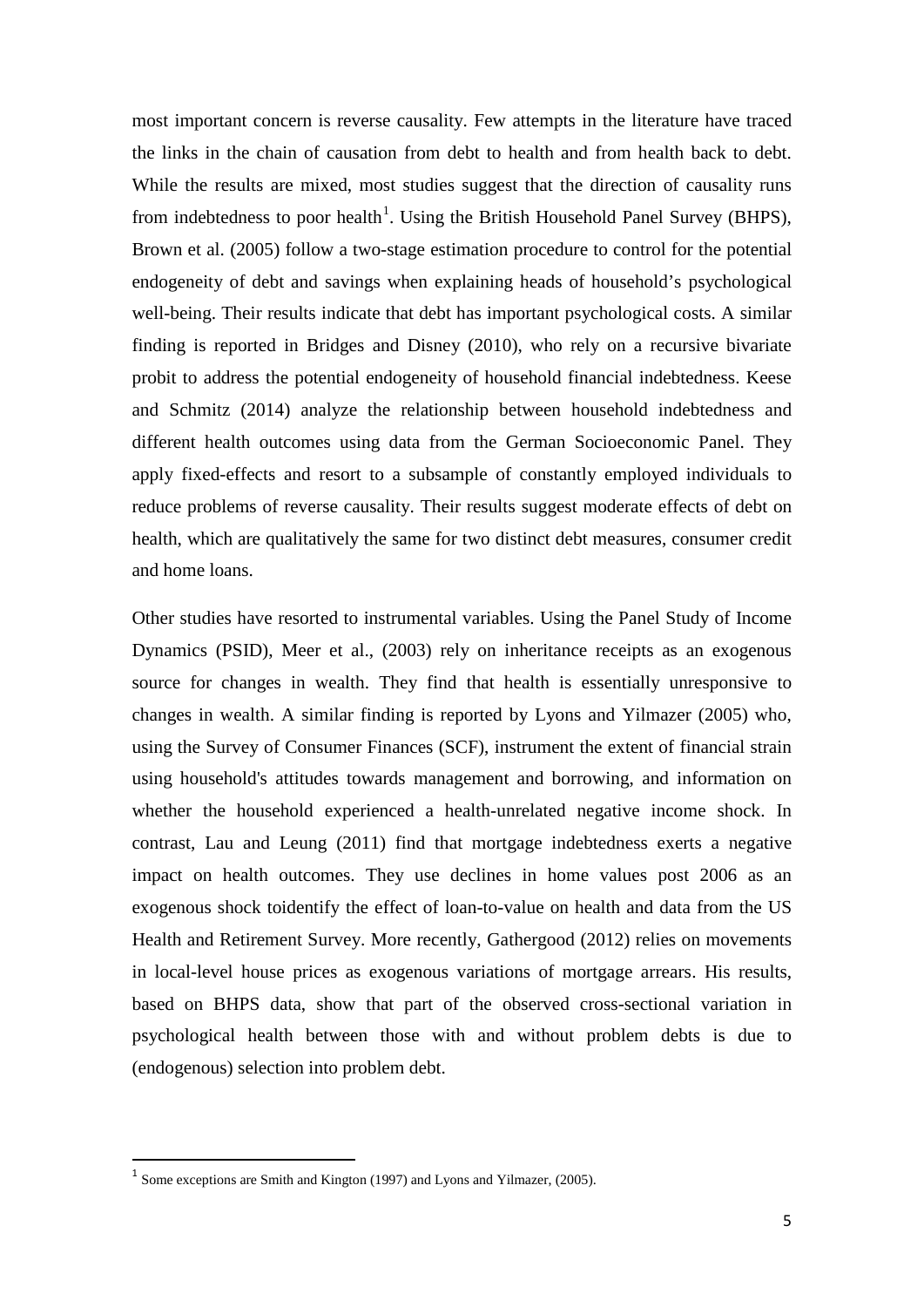most important concern is reverse causality. Few attempts in the literature have traced the links in the chain of causation from debt to health and from health back to debt. While the results are mixed, most studies suggest that the direction of causality runs from indebtedness to poor health[1]. Using the British Household Panel Survey (BHPS), Brown et al. (2005) follow a two-stage estimation procedure to control for the potential endogeneity of debt and savings when explaining heads of household's psychological well-being. Their results indicate that debt has important psychological costs. A similar finding is reported in Bridges and Disney (2010), who rely on a recursive bivariate probit to address the potential endogeneity of household financial indebtedness. Keese and Schmitz (2014) analyze the relationship between household indebtedness and different health outcomes using data from the German Socioeconomic Panel. They apply fixed-effects and resort to a subsample of constantly employed individuals to reduce problems of reverse causality. Their results suggest moderate effects of debt on health, which are qualitatively the same for two distinct debt measures, consumer credit and home loans.

Other studies have resorted to instrumental variables. Using the Panel Study of Income Dynamics (PSID), Meer et al., (2003) rely on inheritance receipts as an exogenous source for changes in wealth. They find that health is essentially unresponsive to changes in wealth. A similar finding is reported by Lyons and Yilmazer (2005) who, using the Survey of Consumer Finances (SCF), instrument the extent of financial strain using household's attitudes towards management and borrowing, and information on whether the household experienced a health-unrelated negative income shock. In contrast, Lau and Leung (2011) find that mortgage indebtedness exerts a negative impact on health outcomes. They use declines in home values post 2006 as an exogenous shock toidentify the effect of loan-to-value on health and data from the US Health and Retirement Survey. More recently, Gathergood (2012) relies on movements in local-level house prices as exogenous variations of mortgage arrears. His results, based on BHPS data, show that part of the observed cross-sectional variation in psychological health between those with and without problem debts is due to (endogenous) selection into problem debt.

[1] Some exceptions are Smith and Kington (1997) and Lyons and Yilmazer, (2005).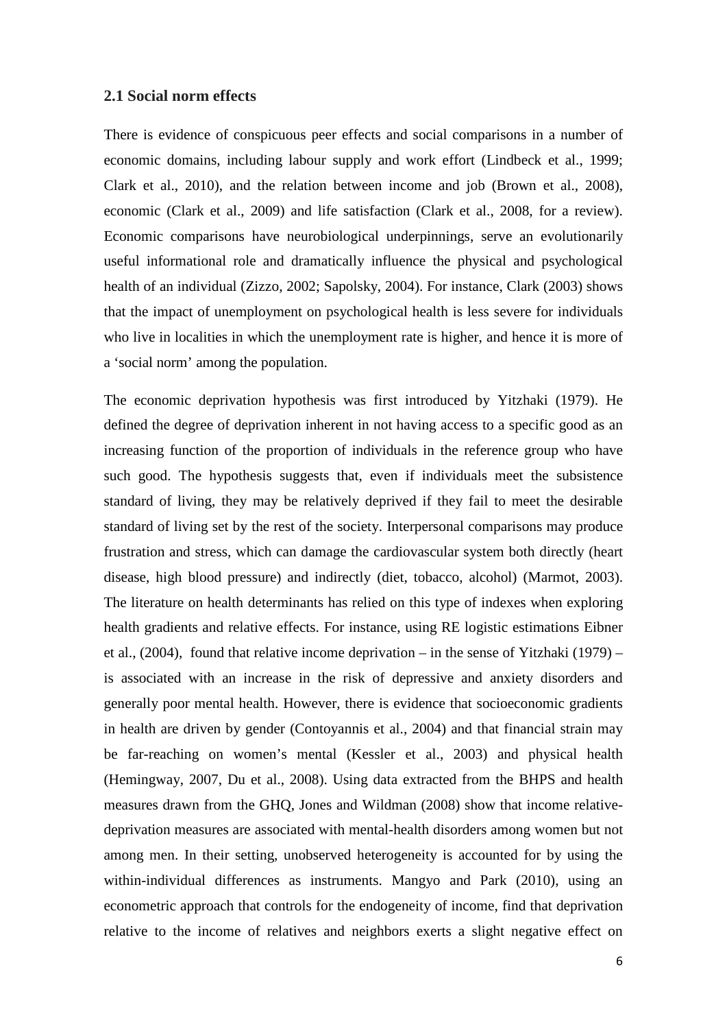### 2.1 Social norm effects

There is evidence of conspicuous peer effects and social comparisons in a number of economic domains, including labour supply and work effort (Lindbeck et al., 1999; Clark et al., 2010), and the relation between income and job (Brown et al., 2008), economic (Clark et al., 2009) and life satisfaction (Clark et al., 2008, for a review). Economic comparisons have neurobiological underpinnings, serve an evolutionarily useful informational role and dramatically influence the physical and psychological health of an individual (Zizzo, 2002; Sapolsky, 2004). For instance, Clark (2003) shows that the impact of unemployment on psychological health is less severe for individuals who live in localities in which the unemployment rate is higher, and hence it is more of a 'social norm' among the population.

The economic deprivation hypothesis was first introduced by Yitzhaki (1979). He defined the degree of deprivation inherent in not having access to a specific good as an increasing function of the proportion of individuals in the reference group who have such good. The hypothesis suggests that, even if individuals meet the subsistence standard of living, they may be relatively deprived if they fail to meet the desirable standard of living set by the rest of the society. Interpersonal comparisons may produce frustration and stress, which can damage the cardiovascular system both directly (heart disease, high blood pressure) and indirectly (diet, tobacco, alcohol) (Marmot, 2003). The literature on health determinants has relied on this type of indexes when exploring health gradients and relative effects. For instance, using RE logistic estimations Eibner et al., (2004), found that relative income deprivation – in the sense of Yitzhaki (1979) – is associated with an increase in the risk of depressive and anxiety disorders and generally poor mental health. However, there is evidence that socioeconomic gradients in health are driven by gender (Contoyannis et al., 2004) and that financial strain may be far-reaching on women's mental (Kessler et al., 2003) and physical health (Hemingway, 2007, Du et al., 2008). Using data extracted from the BHPS and health measures drawn from the GHQ, Jones and Wildman (2008) show that income relative-deprivation measures are associated with mental-health disorders among women but not among men. In their setting, unobserved heterogeneity is accounted for by using the within-individual differences as instruments. Mangyo and Park (2010), using an econometric approach that controls for the endogeneity of income, find that deprivation relative to the income of relatives and neighbors exerts a slight negative effect on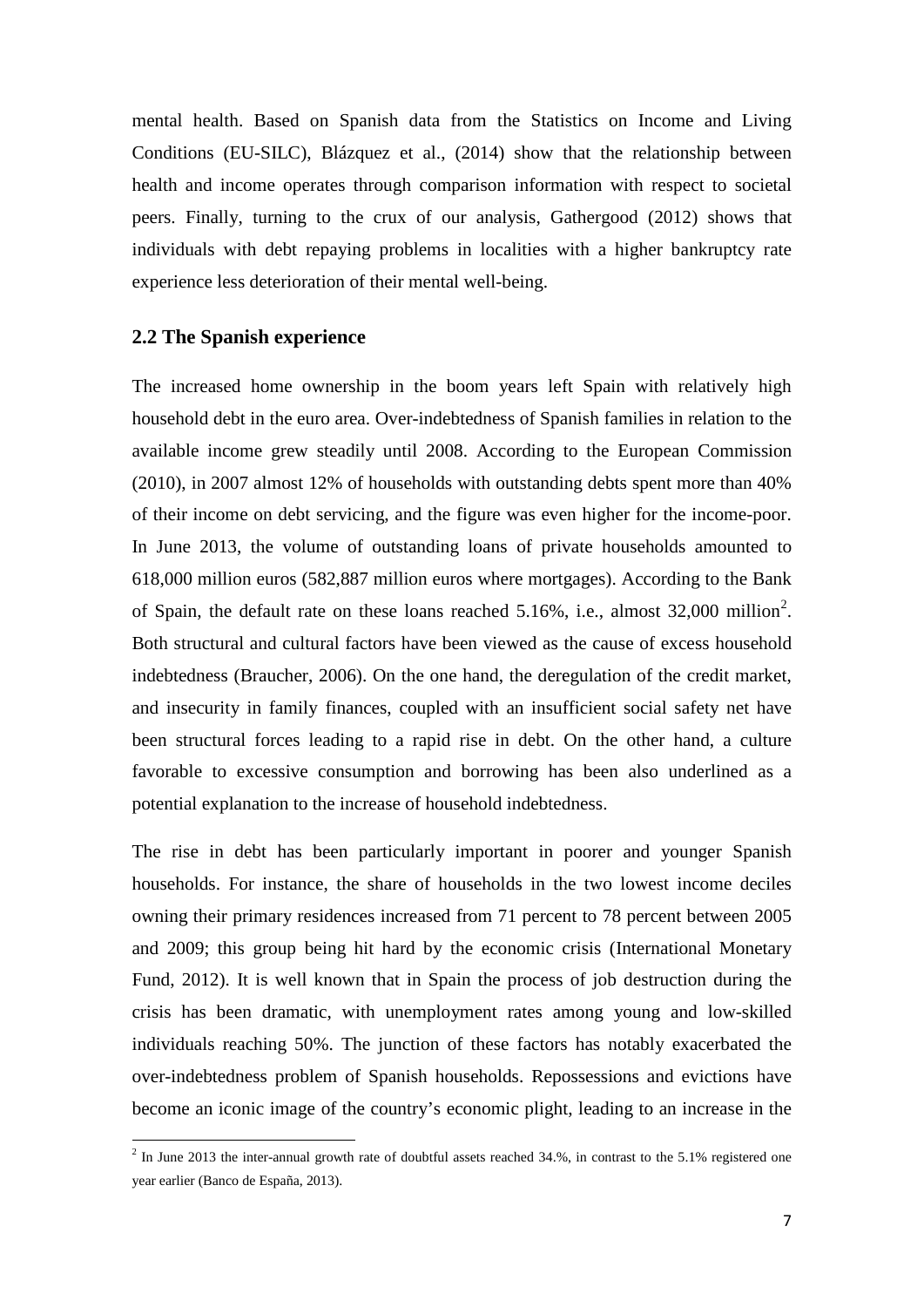mental health. Based on Spanish data from the Statistics on Income and Living Conditions (EU-SILC), Blázquez et al., (2014) show that the relationship between health and income operates through comparison information with respect to societal peers. Finally, turning to the crux of our analysis, Gathergood (2012) shows that individuals with debt repaying problems in localities with a higher bankruptcy rate experience less deterioration of their mental well-being.

### 2.2 The Spanish experience

The increased home ownership in the boom years left Spain with relatively high household debt in the euro area. Over-indebtedness of Spanish families in relation to the available income grew steadily until 2008. According to the European Commission (2010), in 2007 almost 12% of households with outstanding debts spent more than 40% of their income on debt servicing, and the figure was even higher for the income-poor. In June 2013, the volume of outstanding loans of private households amounted to 618,000 million euros (582,887 million euros where mortgages). According to the Bank of Spain, the default rate on these loans reached 5.16%, i.e., almost 32,000 million[2]. Both structural and cultural factors have been viewed as the cause of excess household indebtedness (Braucher, 2006). On the one hand, the deregulation of the credit market, and insecurity in family finances, coupled with an insufficient social safety net have been structural forces leading to a rapid rise in debt. On the other hand, a culture favorable to excessive consumption and borrowing has been also underlined as a potential explanation to the increase of household indebtedness.

The rise in debt has been particularly important in poorer and younger Spanish households. For instance, the share of households in the two lowest income deciles owning their primary residences increased from 71 percent to 78 percent between 2005 and 2009; this group being hit hard by the economic crisis (International Monetary Fund, 2012). It is well known that in Spain the process of job destruction during the crisis has been dramatic, with unemployment rates among young and low-skilled individuals reaching 50%. The junction of these factors has notably exacerbated the over-indebtedness problem of Spanish households. Repossessions and evictions have become an iconic image of the country's economic plight, leading to an increase in the

[2] In June 2013 the inter-annual growth rate of doubtful assets reached 34.%, in contrast to the 5.1% registered one year earlier (Banco de España, 2013).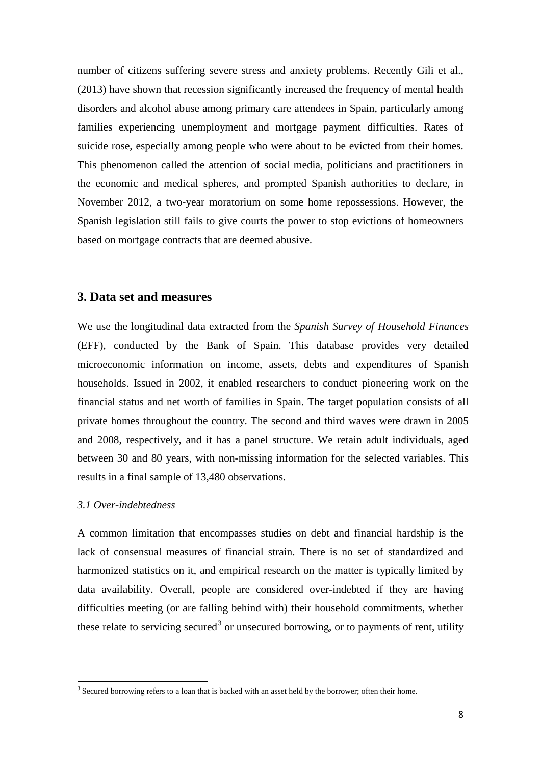number of citizens suffering severe stress and anxiety problems. Recently Gili et al., (2013) have shown that recession significantly increased the frequency of mental health disorders and alcohol abuse among primary care attendees in Spain, particularly among families experiencing unemployment and mortgage payment difficulties. Rates of suicide rose, especially among people who were about to be evicted from their homes. This phenomenon called the attention of social media, politicians and practitioners in the economic and medical spheres, and prompted Spanish authorities to declare, in November 2012, a two-year moratorium on some home repossessions. However, the Spanish legislation still fails to give courts the power to stop evictions of homeowners based on mortgage contracts that are deemed abusive.

## 3. Data set and measures

We use the longitudinal data extracted from the *Spanish Survey of Household Finances* (EFF), conducted by the Bank of Spain. This database provides very detailed microeconomic information on income, assets, debts and expenditures of Spanish households. Issued in 2002, it enabled researchers to conduct pioneering work on the financial status and net worth of families in Spain. The target population consists of all private homes throughout the country. The second and third waves were drawn in 2005 and 2008, respectively, and it has a panel structure. We retain adult individuals, aged between 30 and 80 years, with non-missing information for the selected variables. This results in a final sample of 13,480 observations.

### *3.1 Over-indebtedness*

A common limitation that encompasses studies on debt and financial hardship is the lack of consensual measures of financial strain. There is no set of standardized and harmonized statistics on it, and empirical research on the matter is typically limited by data availability. Overall, people are considered over-indebted if they are having difficulties meeting (or are falling behind with) their household commitments, whether these relate to servicing secured[3] or unsecured borrowing, or to payments of rent, utility

[3] Secured borrowing refers to a loan that is backed with an asset held by the borrower; often their home.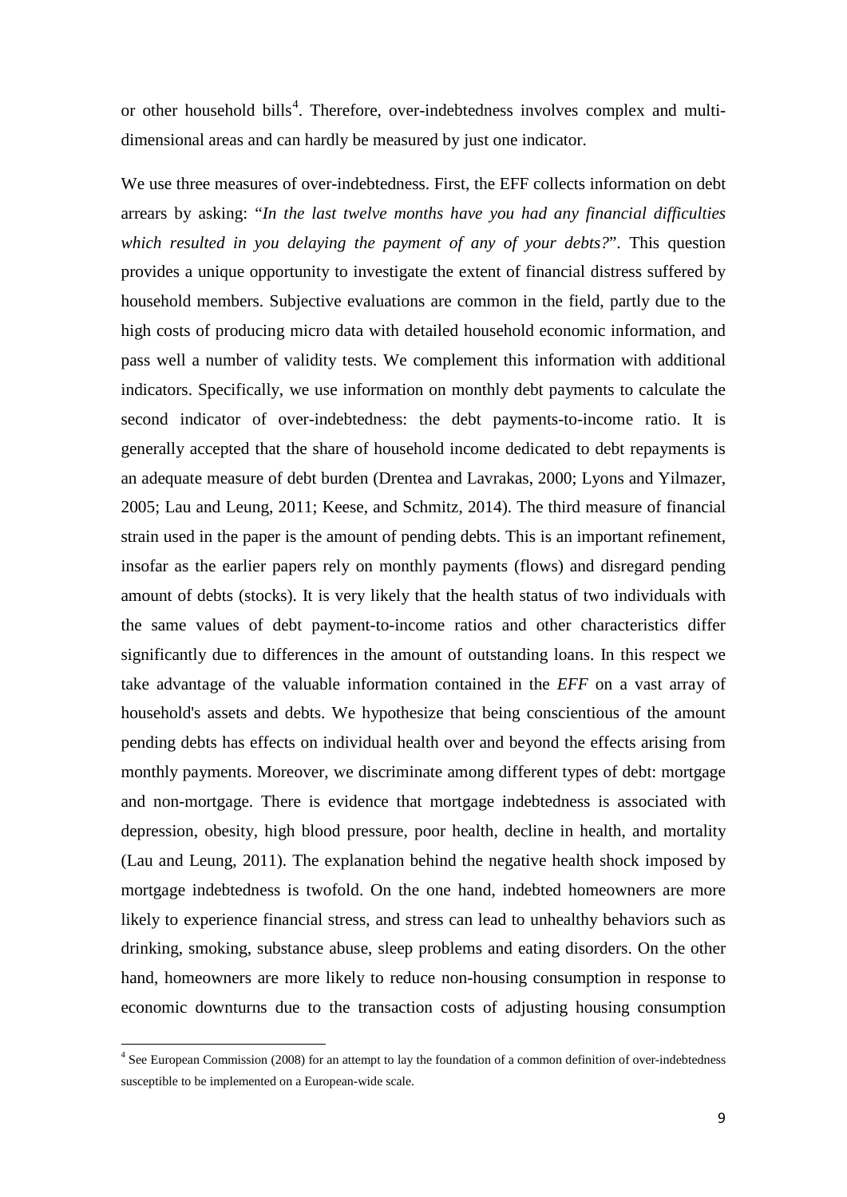or other household bills[4]. Therefore, over-indebtedness involves complex and multi-dimensional areas and can hardly be measured by just one indicator.

We use three measures of over-indebtedness. First, the EFF collects information on debt arrears by asking: "*In the last twelve months have you had any financial difficulties which resulted in you delaying the payment of any of your debts?*". This question provides a unique opportunity to investigate the extent of financial distress suffered by household members. Subjective evaluations are common in the field, partly due to the high costs of producing micro data with detailed household economic information, and pass well a number of validity tests. We complement this information with additional indicators. Specifically, we use information on monthly debt payments to calculate the second indicator of over-indebtedness: the debt payments-to-income ratio. It is generally accepted that the share of household income dedicated to debt repayments is an adequate measure of debt burden (Drentea and Lavrakas, 2000; Lyons and Yilmazer, 2005; Lau and Leung, 2011; Keese, and Schmitz, 2014). The third measure of financial strain used in the paper is the amount of pending debts. This is an important refinement, insofar as the earlier papers rely on monthly payments (flows) and disregard pending amount of debts (stocks). It is very likely that the health status of two individuals with the same values of debt payment-to-income ratios and other characteristics differ significantly due to differences in the amount of outstanding loans. In this respect we take advantage of the valuable information contained in the *EFF* on a vast array of household's assets and debts. We hypothesize that being conscientious of the amount pending debts has effects on individual health over and beyond the effects arising from monthly payments. Moreover, we discriminate among different types of debt: mortgage and non-mortgage. There is evidence that mortgage indebtedness is associated with depression, obesity, high blood pressure, poor health, decline in health, and mortality (Lau and Leung, 2011). The explanation behind the negative health shock imposed by mortgage indebtedness is twofold. On the one hand, indebted homeowners are more likely to experience financial stress, and stress can lead to unhealthy behaviors such as drinking, smoking, substance abuse, sleep problems and eating disorders. On the other hand, homeowners are more likely to reduce non-housing consumption in response to economic downturns due to the transaction costs of adjusting housing consumption

[4] See European Commission (2008) for an attempt to lay the foundation of a common definition of over-indebtedness susceptible to be implemented on a European-wide scale.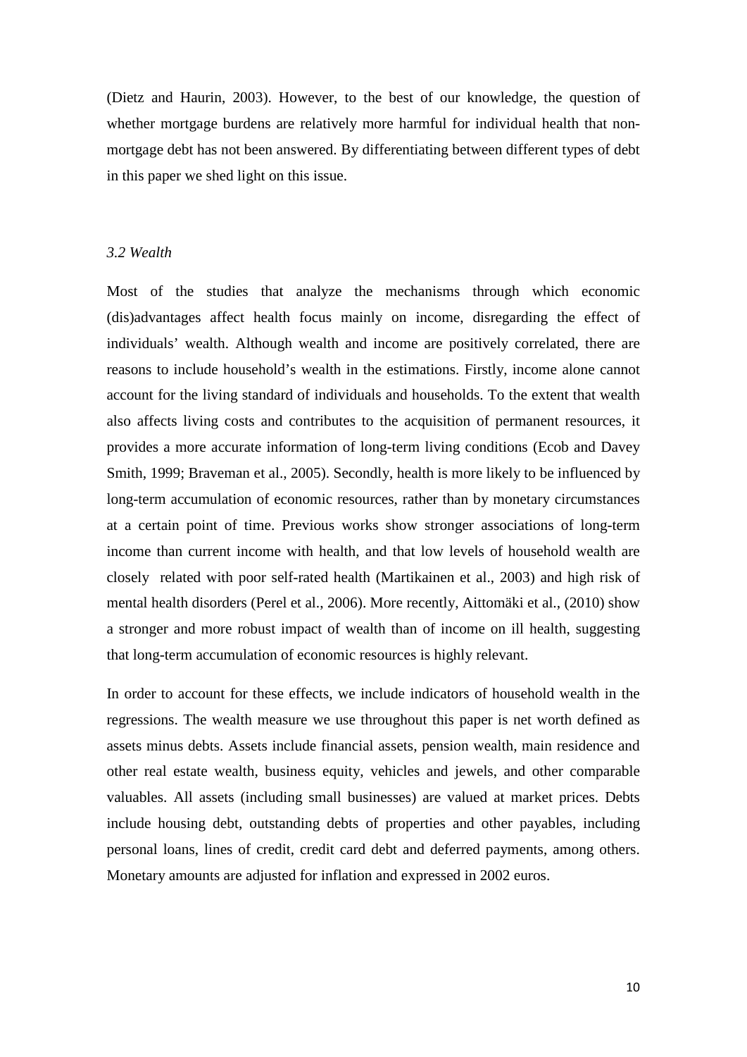(Dietz and Haurin, 2003). However, to the best of our knowledge, the question of whether mortgage burdens are relatively more harmful for individual health that non-mortgage debt has not been answered. By differentiating between different types of debt in this paper we shed light on this issue.

### *3.2 Wealth*

Most of the studies that analyze the mechanisms through which economic (dis)advantages affect health focus mainly on income, disregarding the effect of individuals' wealth. Although wealth and income are positively correlated, there are reasons to include household's wealth in the estimations. Firstly, income alone cannot account for the living standard of individuals and households. To the extent that wealth also affects living costs and contributes to the acquisition of permanent resources, it provides a more accurate information of long-term living conditions (Ecob and Davey Smith, 1999; Braveman et al., 2005). Secondly, health is more likely to be influenced by long-term accumulation of economic resources, rather than by monetary circumstances at a certain point of time. Previous works show stronger associations of long-term income than current income with health, and that low levels of household wealth are closely related with poor self-rated health (Martikainen et al., 2003) and high risk of mental health disorders (Perel et al., 2006). More recently, Aittomäki et al., (2010) show a stronger and more robust impact of wealth than of income on ill health, suggesting that long-term accumulation of economic resources is highly relevant.

In order to account for these effects, we include indicators of household wealth in the regressions. The wealth measure we use throughout this paper is net worth defined as assets minus debts. Assets include financial assets, pension wealth, main residence and other real estate wealth, business equity, vehicles and jewels, and other comparable valuables. All assets (including small businesses) are valued at market prices. Debts include housing debt, outstanding debts of properties and other payables, including personal loans, lines of credit, credit card debt and deferred payments, among others. Monetary amounts are adjusted for inflation and expressed in 2002 euros.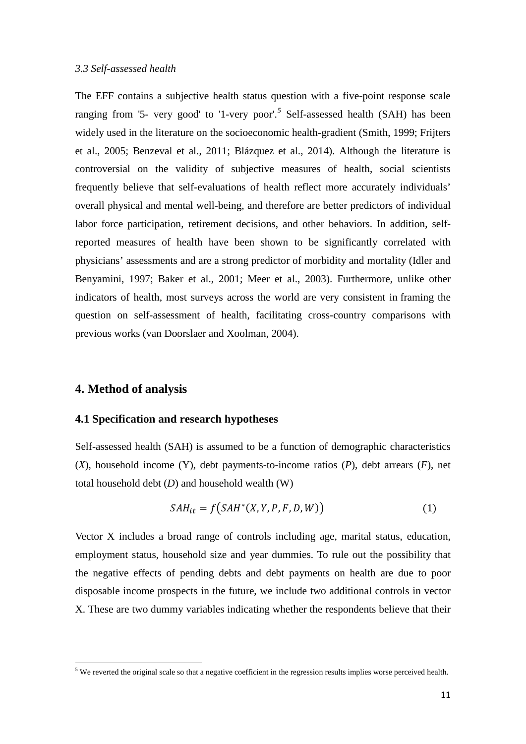*3.3 Self-assessed health*

The EFF contains a subjective health status question with a five-point response scale ranging from '5- very good' to '1-very poor'.[5] Self-assessed health (SAH) has been widely used in the literature on the socioeconomic health-gradient (Smith, 1999; Frijters et al., 2005; Benzeval et al., 2011; Blázquez et al., 2014). Although the literature is controversial on the validity of subjective measures of health, social scientists frequently believe that self-evaluations of health reflect more accurately individuals' overall physical and mental well-being, and therefore are better predictors of individual labor force participation, retirement decisions, and other behaviors. In addition, self-reported measures of health have been shown to be significantly correlated with physicians' assessments and are a strong predictor of morbidity and mortality (Idler and Benyamini, 1997; Baker et al., 2001; Meer et al., 2003). Furthermore, unlike other indicators of health, most surveys across the world are very consistent in framing the question on self-assessment of health, facilitating cross-country comparisons with previous works (van Doorslaer and Xoolman, 2004).

## 4. Method of analysis

### 4.1 Specification and research hypotheses

Self-assessed health (SAH) is assumed to be a function of demographic characteristics (*X*), household income (Y), debt payments-to-income ratios (*P*), debt arrears (*F*), net total household debt (*D*) and household wealth (W)

$$SAH_{it} = f\big(SAH^{*}(X, Y, P, F, D, W)\big) \tag{1}$$

Vector X includes a broad range of controls including age, marital status, education, employment status, household size and year dummies. To rule out the possibility that the negative effects of pending debts and debt payments on health are due to poor disposable income prospects in the future, we include two additional controls in vector X. These are two dummy variables indicating whether the respondents believe that their

[5] We reverted the original scale so that a negative coefficient in the regression results implies worse perceived health.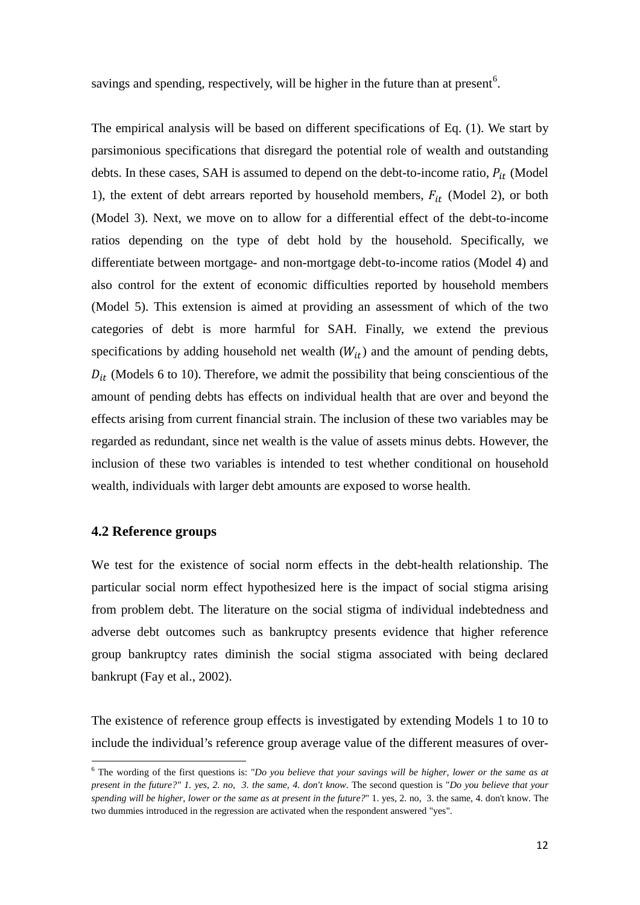savings and spending, respectively, will be higher in the future than at present[6].

The empirical analysis will be based on different specifications of Eq. (1). We start by parsimonious specifications that disregard the potential role of wealth and outstanding debts. In these cases, SAH is assumed to depend on the debt-to-income ratio, $P_{it}$ (Model 1), the extent of debt arrears reported by household members, $F_{it}$ (Model 2), or both (Model 3). Next, we move on to allow for a differential effect of the debt-to-income ratios depending on the type of debt hold by the household. Specifically, we differentiate between mortgage- and non-mortgage debt-to-income ratios (Model 4) and also control for the extent of economic difficulties reported by household members (Model 5). This extension is aimed at providing an assessment of which of the two categories of debt is more harmful for SAH. Finally, we extend the previous specifications by adding household net wealth ($W_{it}$) and the amount of pending debts, $D_{it}$ (Models 6 to 10). Therefore, we admit the possibility that being conscientious of the amount of pending debts has effects on individual health that are over and beyond the effects arising from current financial strain. The inclusion of these two variables may be regarded as redundant, since net wealth is the value of assets minus debts. However, the inclusion of these two variables is intended to test whether conditional on household wealth, individuals with larger debt amounts are exposed to worse health.

### 4.2 Reference groups

We test for the existence of social norm effects in the debt-health relationship. The particular social norm effect hypothesized here is the impact of social stigma arising from problem debt. The literature on the social stigma of individual indebtedness and adverse debt outcomes such as bankruptcy presents evidence that higher reference group bankruptcy rates diminish the social stigma associated with being declared bankrupt (Fay et al., 2002).

The existence of reference group effects is investigated by extending Models 1 to 10 to include the individual's reference group average value of the different measures of over-

---

[6] The wording of the first questions is: "*Do you believe that your savings will be higher, lower or the same as at present in the future?" 1. yes, 2. no, 3. the same, 4. don't know*. The second question is "*Do you believe that your spending will be higher, lower or the same as at present in the future?*" 1. yes, 2. no, 3. the same, 4. don't know. The two dummies introduced in the regression are activated when the respondent answered "yes".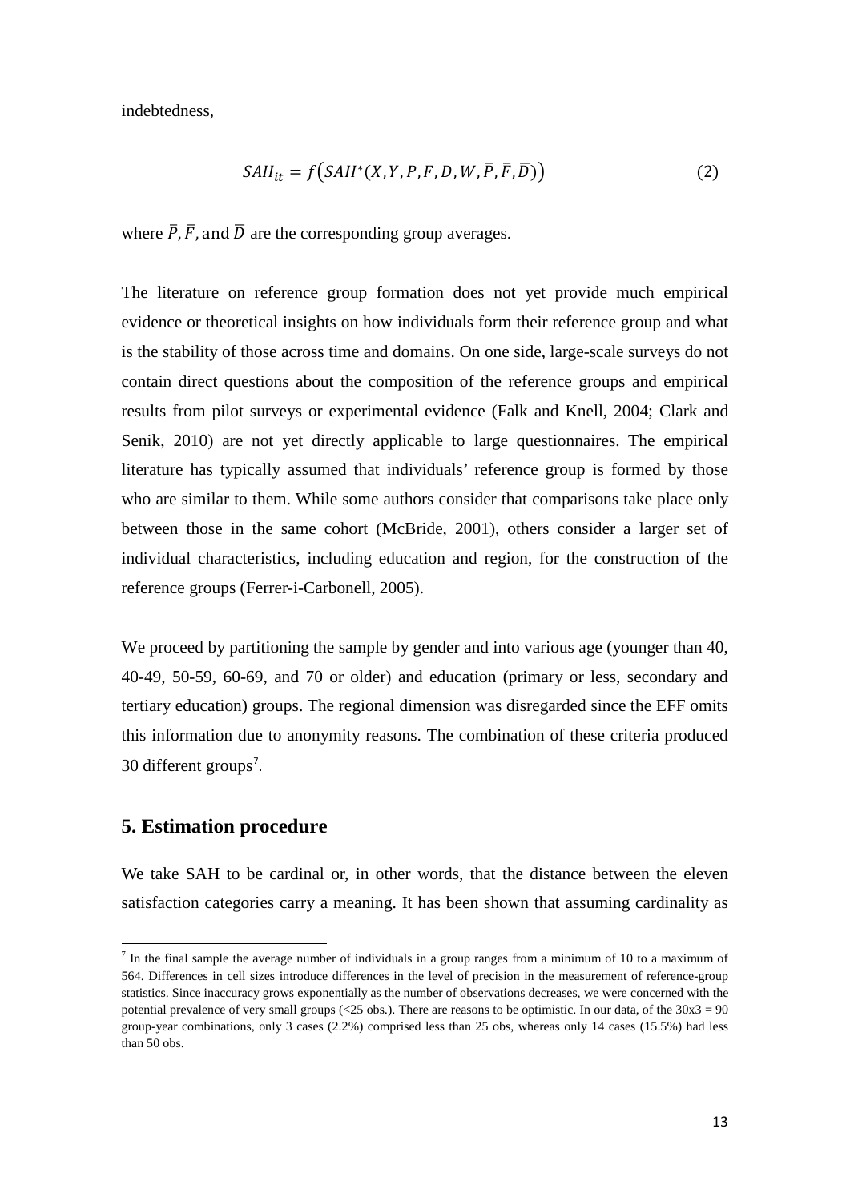indebtedness,

$$SAH_{it} = f\big(SAH^{*}(X, Y, P, F, D, W, \bar{P}, \bar{F}, \bar{D})\big) \tag{2}$$

where $\bar{P}, \bar{F},$ and $\bar{D}$ are the corresponding group averages.

The literature on reference group formation does not yet provide much empirical evidence or theoretical insights on how individuals form their reference group and what is the stability of those across time and domains. On one side, large-scale surveys do not contain direct questions about the composition of the reference groups and empirical results from pilot surveys or experimental evidence (Falk and Knell, 2004; Clark and Senik, 2010) are not yet directly applicable to large questionnaires. The empirical literature has typically assumed that individuals' reference group is formed by those who are similar to them. While some authors consider that comparisons take place only between those in the same cohort (McBride, 2001), others consider a larger set of individual characteristics, including education and region, for the construction of the reference groups (Ferrer-i-Carbonell, 2005).

We proceed by partitioning the sample by gender and into various age (younger than 40, 40-49, 50-59, 60-69, and 70 or older) and education (primary or less, secondary and tertiary education) groups. The regional dimension was disregarded since the EFF omits this information due to anonymity reasons. The combination of these criteria produced 30 different groups[7].

## 5. Estimation procedure

We take SAH to be cardinal or, in other words, that the distance between the eleven satisfaction categories carry a meaning. It has been shown that assuming cardinality as

[7] In the final sample the average number of individuals in a group ranges from a minimum of 10 to a maximum of 564. Differences in cell sizes introduce differences in the level of precision in the measurement of reference-group statistics. Since inaccuracy grows exponentially as the number of observations decreases, we were concerned with the potential prevalence of very small groups (<25 obs.). There are reasons to be optimistic. In our data, of the 30x3 = 90 group-year combinations, only 3 cases (2.2%) comprised less than 25 obs, whereas only 14 cases (15.5%) had less than 50 obs.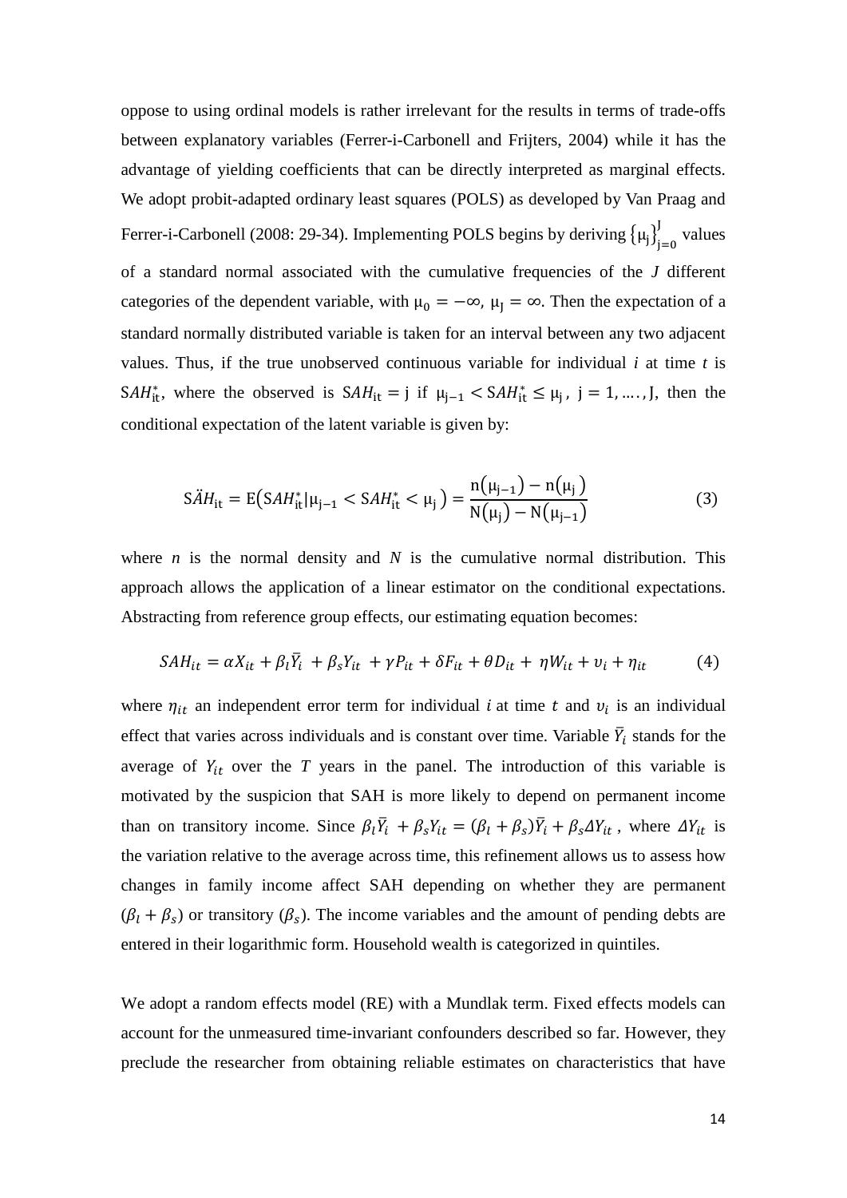oppose to using ordinal models is rather irrelevant for the results in terms of trade-offs between explanatory variables (Ferrer-i-Carbonell and Frijters, 2004) while it has the advantage of yielding coefficients that can be directly interpreted as marginal effects. We adopt probit-adapted ordinary least squares (POLS) as developed by Van Praag and Ferrer-i-Carbonell (2008: 29-34). Implementing POLS begins by deriving $\{\mu_j\}_{j=0}^{J}$ values of a standard normal associated with the cumulative frequencies of the *J* different categories of the dependent variable, with $\mu_0 = -\infty$, $\mu_J = \infty$. Then the expectation of a standard normally distributed variable is taken for an interval between any two adjacent values. Thus, if the true unobserved continuous variable for individual *i* at time *t* is $SAH_{it}^{*}$, where the observed is $SAH_{it} = j$ if $\mu_{j-1} < SAH_{it}^{*} \leq \mu_j$, $j = 1, \ldots, J$, then the conditional expectation of the latent variable is given by:

$$S\ddot{A}H_{it} = E\left(SAH_{it}^{*} | \mu_{j-1} < SAH_{it}^{*} < \mu_j\right) = \frac{n(\mu_{j-1}) - n(\mu_j)}{N(\mu_j) - N(\mu_{j-1})} \tag{3}$$

where *n* is the normal density and *N* is the cumulative normal distribution. This approach allows the application of a linear estimator on the conditional expectations. Abstracting from reference group effects, our estimating equation becomes:

$$SAH_{it} = \alpha X_{it} + \beta_l \bar{Y}_i + \beta_s Y_{it} + \gamma P_{it} + \delta F_{it} + \theta D_{it} + \eta W_{it} + \upsilon_i + \eta_{it} \tag{4}$$

where $\eta_{it}$ an independent error term for individual $i$ at time $t$ and $\upsilon_i$ is an individual effect that varies across individuals and is constant over time. Variable $\bar{Y}_i$ stands for the average of $Y_{it}$ over the $T$ years in the panel. The introduction of this variable is motivated by the suspicion that SAH is more likely to depend on permanent income than on transitory income. Since $\beta_l \bar{Y}_i + \beta_s Y_{it} = (\beta_l + \beta_s)\bar{Y}_i + \beta_s \Delta Y_{it}$, where $\Delta Y_{it}$ is the variation relative to the average across time, this refinement allows us to assess how changes in family income affect SAH depending on whether they are permanent $(\beta_l + \beta_s)$ or transitory $(\beta_s)$. The income variables and the amount of pending debts are entered in their logarithmic form. Household wealth is categorized in quintiles.

We adopt a random effects model (RE) with a Mundlak term. Fixed effects models can account for the unmeasured time-invariant confounders described so far. However, they preclude the researcher from obtaining reliable estimates on characteristics that have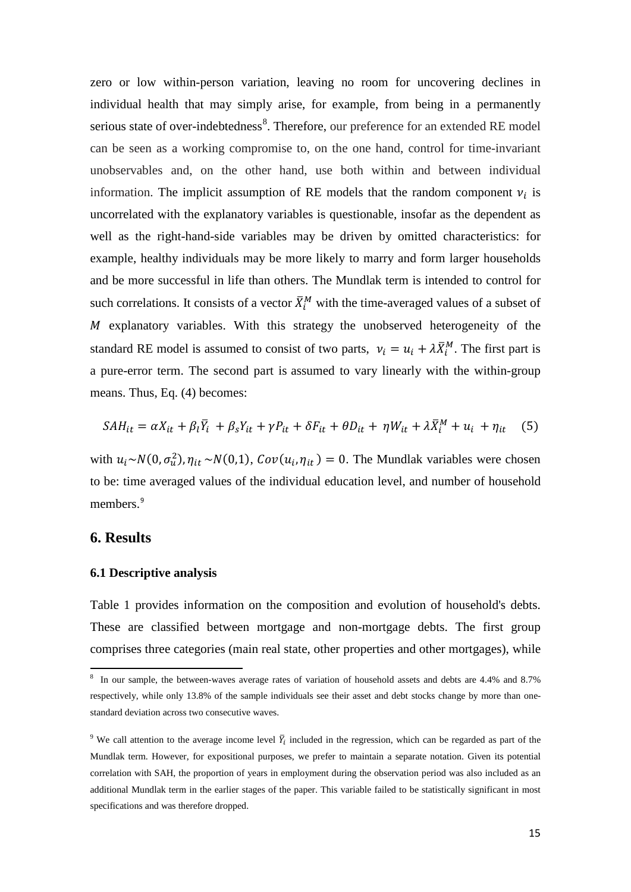zero or low within-person variation, leaving no room for uncovering declines in individual health that may simply arise, for example, from being in a permanently serious state of over-indebtedness[8]. Therefore, our preference for an extended RE model can be seen as a working compromise to, on the one hand, control for time-invariant unobservables and, on the other hand, use both within and between individual information. The implicit assumption of RE models that the random component $v_i$ is uncorrelated with the explanatory variables is questionable, insofar as the dependent as well as the right-hand-side variables may be driven by omitted characteristics: for example, healthy individuals may be more likely to marry and form larger households and be more successful in life than others. The Mundlak term is intended to control for such correlations. It consists of a vector $\bar{X}_i^M$ with the time-averaged values of a subset of $M$ explanatory variables. With this strategy the unobserved heterogeneity of the standard RE model is assumed to consist of two parts, $v_i = u_i + \lambda \bar{X}_i^M$. The first part is a pure-error term. The second part is assumed to vary linearly with the within-group means. Thus, Eq. (4) becomes:

$$SAH_{it} = \alpha X_{it} + \beta_l \bar{Y}_i + \beta_s Y_{it} + \gamma P_{it} + \delta F_{it} + \theta D_{it} + \eta W_{it} + \lambda \bar{X}_i^M + u_i + \eta_{it} \quad (5)$$

with $u_i \sim N(0, \sigma_u^2), \eta_{it} \sim N(0,1)$, $Cov(u_i, \eta_{it}) = 0$. The Mundlak variables were chosen to be: time averaged values of the individual education level, and number of household members.[9]

## 6. Results

### 6.1 Descriptive analysis

Table 1 provides information on the composition and evolution of household's debts. These are classified between mortgage and non-mortgage debts. The first group comprises three categories (main real state, other properties and other mortgages), while

---

[8] In our sample, the between-waves average rates of variation of household assets and debts are 4.4% and 8.7% respectively, while only 13.8% of the sample individuals see their asset and debt stocks change by more than one-standard deviation across two consecutive waves.

[9] We call attention to the average income level $\bar{Y}_i$ included in the regression, which can be regarded as part of the Mundlak term. However, for expositional purposes, we prefer to maintain a separate notation. Given its potential correlation with SAH, the proportion of years in employment during the observation period was also included as an additional Mundlak term in the earlier stages of the paper. This variable failed to be statistically significant in most specifications and was therefore dropped.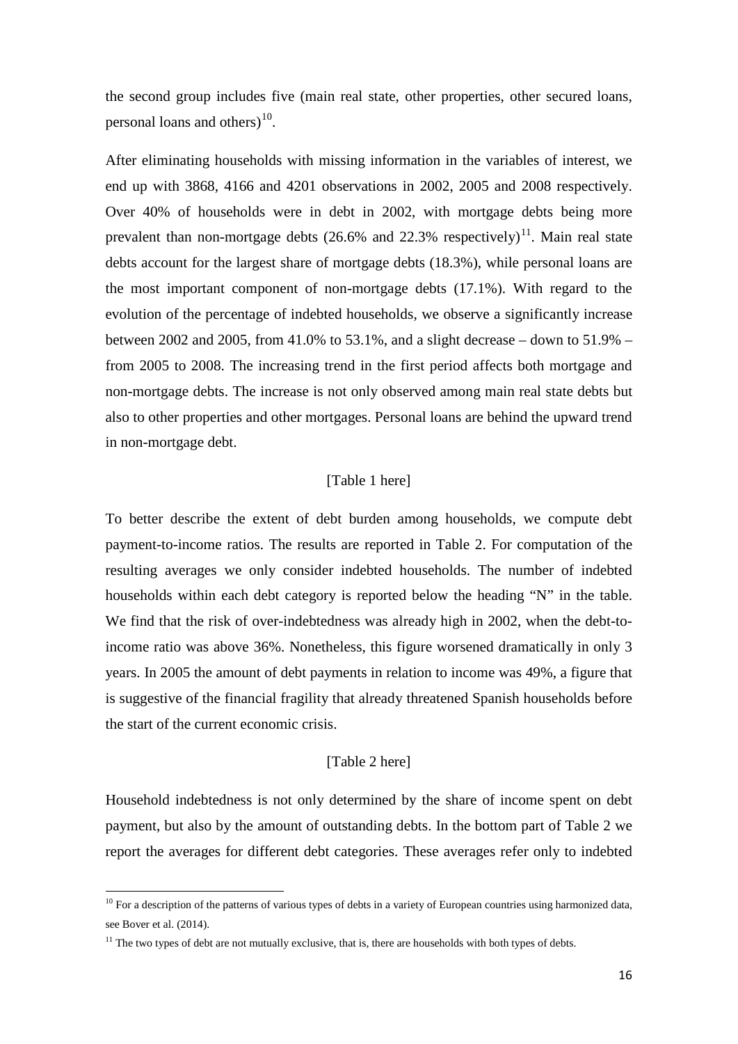the second group includes five (main real state, other properties, other secured loans, personal loans and others)[10].

After eliminating households with missing information in the variables of interest, we end up with 3868, 4166 and 4201 observations in 2002, 2005 and 2008 respectively. Over 40% of households were in debt in 2002, with mortgage debts being more prevalent than non-mortgage debts (26.6% and 22.3% respectively)[11]. Main real state debts account for the largest share of mortgage debts (18.3%), while personal loans are the most important component of non-mortgage debts (17.1%). With regard to the evolution of the percentage of indebted households, we observe a significantly increase between 2002 and 2005, from 41.0% to 53.1%, and a slight decrease – down to 51.9% – from 2005 to 2008. The increasing trend in the first period affects both mortgage and non-mortgage debts. The increase is not only observed among main real state debts but also to other properties and other mortgages. Personal loans are behind the upward trend in non-mortgage debt.

[Table 1 here]

To better describe the extent of debt burden among households, we compute debt payment-to-income ratios. The results are reported in Table 2. For computation of the resulting averages we only consider indebted households. The number of indebted households within each debt category is reported below the heading "N" in the table. We find that the risk of over-indebtedness was already high in 2002, when the debt-to-income ratio was above 36%. Nonetheless, this figure worsened dramatically in only 3 years. In 2005 the amount of debt payments in relation to income was 49%, a figure that is suggestive of the financial fragility that already threatened Spanish households before the start of the current economic crisis.

[Table 2 here]

Household indebtedness is not only determined by the share of income spent on debt payment, but also by the amount of outstanding debts. In the bottom part of Table 2 we report the averages for different debt categories. These averages refer only to indebted

---

[10] For a description of the patterns of various types of debts in a variety of European countries using harmonized data, see Bover et al. (2014).

[11] The two types of debt are not mutually exclusive, that is, there are households with both types of debts.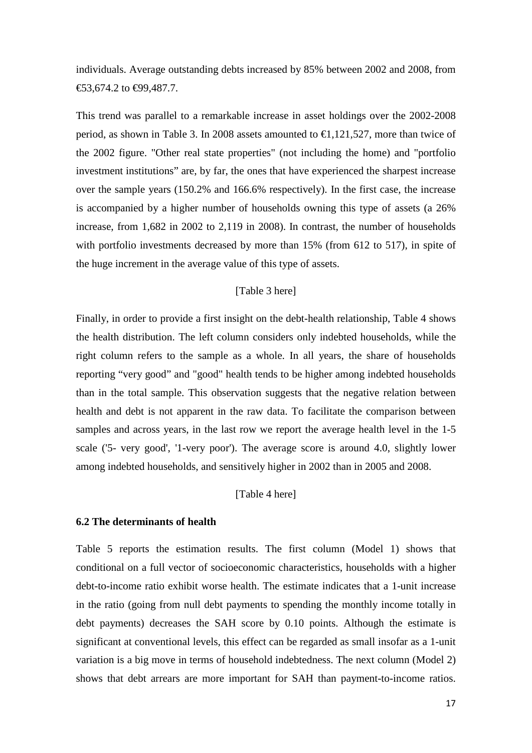individuals. Average outstanding debts increased by 85% between 2002 and 2008, from €53,674.2 to €99,487.7.

This trend was parallel to a remarkable increase in asset holdings over the 2002-2008 period, as shown in Table 3. In 2008 assets amounted to €1,121,527, more than twice of the 2002 figure. "Other real state properties" (not including the home) and "portfolio investment institutions" are, by far, the ones that have experienced the sharpest increase over the sample years (150.2% and 166.6% respectively). In the first case, the increase is accompanied by a higher number of households owning this type of assets (a 26% increase, from 1,682 in 2002 to 2,119 in 2008). In contrast, the number of households with portfolio investments decreased by more than 15% (from 612 to 517), in spite of the huge increment in the average value of this type of assets.

[Table 3 here]

Finally, in order to provide a first insight on the debt-health relationship, Table 4 shows the health distribution. The left column considers only indebted households, while the right column refers to the sample as a whole. In all years, the share of households reporting "very good" and "good" health tends to be higher among indebted households than in the total sample. This observation suggests that the negative relation between health and debt is not apparent in the raw data. To facilitate the comparison between samples and across years, in the last row we report the average health level in the 1-5 scale ('5- very good', '1-very poor'). The average score is around 4.0, slightly lower among indebted households, and sensitively higher in 2002 than in 2005 and 2008.

[Table 4 here]

### 6.2 The determinants of health

Table 5 reports the estimation results. The first column (Model 1) shows that conditional on a full vector of socioeconomic characteristics, households with a higher debt-to-income ratio exhibit worse health. The estimate indicates that a 1-unit increase in the ratio (going from null debt payments to spending the monthly income totally in debt payments) decreases the SAH score by 0.10 points. Although the estimate is significant at conventional levels, this effect can be regarded as small insofar as a 1-unit variation is a big move in terms of household indebtedness. The next column (Model 2) shows that debt arrears are more important for SAH than payment-to-income ratios.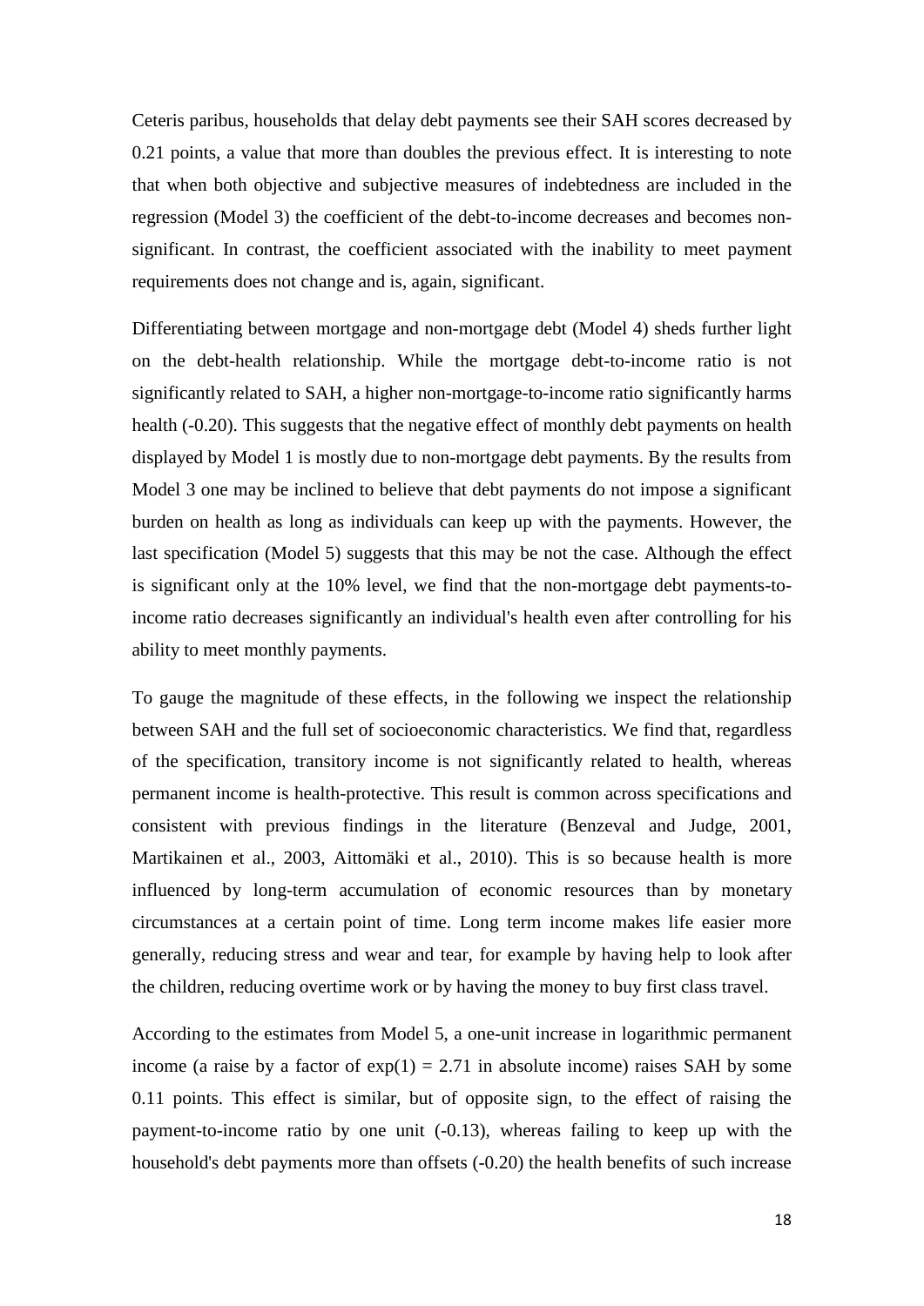Ceteris paribus, households that delay debt payments see their SAH scores decreased by 0.21 points, a value that more than doubles the previous effect. It is interesting to note that when both objective and subjective measures of indebtedness are included in the regression (Model 3) the coefficient of the debt-to-income decreases and becomes non-significant. In contrast, the coefficient associated with the inability to meet payment requirements does not change and is, again, significant.

Differentiating between mortgage and non-mortgage debt (Model 4) sheds further light on the debt-health relationship. While the mortgage debt-to-income ratio is not significantly related to SAH, a higher non-mortgage-to-income ratio significantly harms health (-0.20). This suggests that the negative effect of monthly debt payments on health displayed by Model 1 is mostly due to non-mortgage debt payments. By the results from Model 3 one may be inclined to believe that debt payments do not impose a significant burden on health as long as individuals can keep up with the payments. However, the last specification (Model 5) suggests that this may be not the case. Although the effect is significant only at the 10% level, we find that the non-mortgage debt payments-to-income ratio decreases significantly an individual's health even after controlling for his ability to meet monthly payments.

To gauge the magnitude of these effects, in the following we inspect the relationship between SAH and the full set of socioeconomic characteristics. We find that, regardless of the specification, transitory income is not significantly related to health, whereas permanent income is health-protective. This result is common across specifications and consistent with previous findings in the literature (Benzeval and Judge, 2001, Martikainen et al., 2003, Aittomäki et al., 2010). This is so because health is more influenced by long-term accumulation of economic resources than by monetary circumstances at a certain point of time. Long term income makes life easier more generally, reducing stress and wear and tear, for example by having help to look after the children, reducing overtime work or by having the money to buy first class travel.

According to the estimates from Model 5, a one-unit increase in logarithmic permanent income (a raise by a factor of $\exp(1) = 2.71$ in absolute income) raises SAH by some 0.11 points. This effect is similar, but of opposite sign, to the effect of raising the payment-to-income ratio by one unit (-0.13), whereas failing to keep up with the household's debt payments more than offsets (-0.20) the health benefits of such increase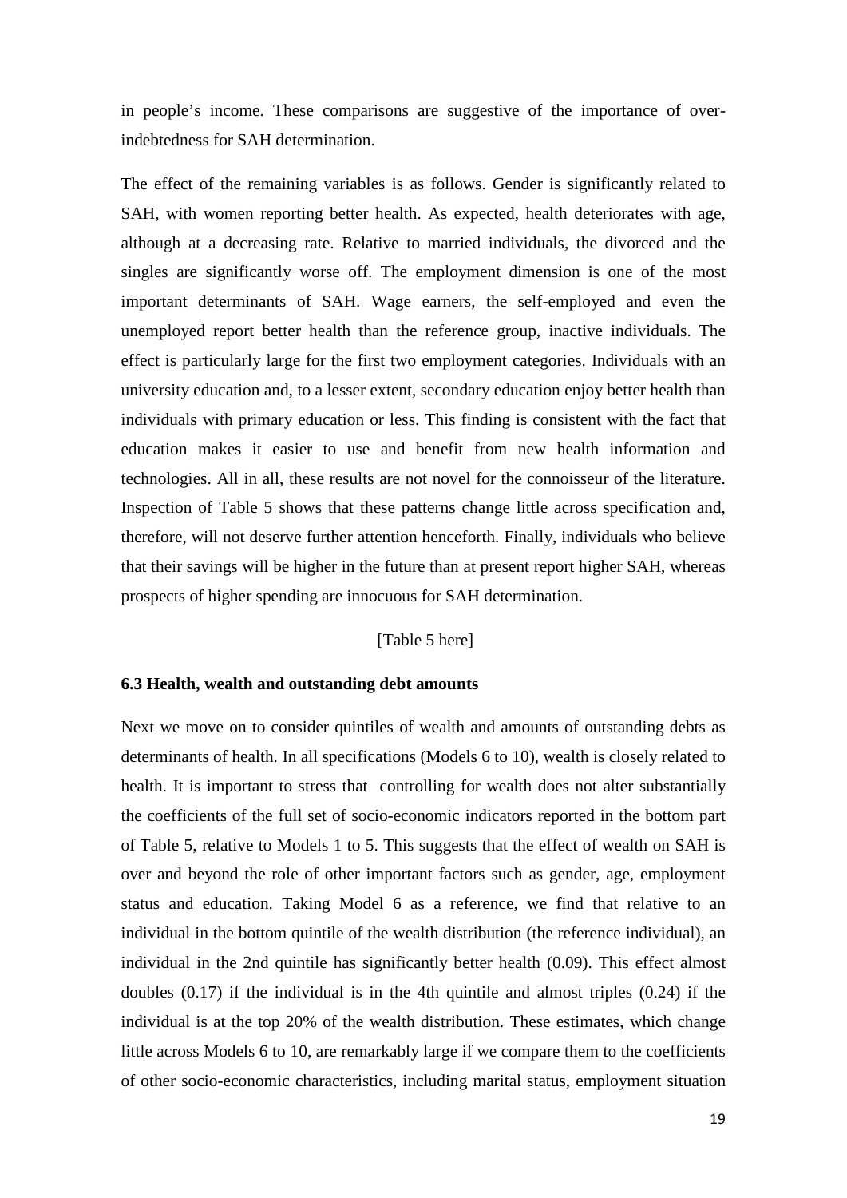in people's income. These comparisons are suggestive of the importance of over-indebtedness for SAH determination.

The effect of the remaining variables is as follows. Gender is significantly related to SAH, with women reporting better health. As expected, health deteriorates with age, although at a decreasing rate. Relative to married individuals, the divorced and the singles are significantly worse off. The employment dimension is one of the most important determinants of SAH. Wage earners, the self-employed and even the unemployed report better health than the reference group, inactive individuals. The effect is particularly large for the first two employment categories. Individuals with an university education and, to a lesser extent, secondary education enjoy better health than individuals with primary education or less. This finding is consistent with the fact that education makes it easier to use and benefit from new health information and technologies. All in all, these results are not novel for the connoisseur of the literature. Inspection of Table 5 shows that these patterns change little across specification and, therefore, will not deserve further attention henceforth. Finally, individuals who believe that their savings will be higher in the future than at present report higher SAH, whereas prospects of higher spending are innocuous for SAH determination.

[Table 5 here]

### 6.3 Health, wealth and outstanding debt amounts

Next we move on to consider quintiles of wealth and amounts of outstanding debts as determinants of health. In all specifications (Models 6 to 10), wealth is closely related to health. It is important to stress that controlling for wealth does not alter substantially the coefficients of the full set of socio-economic indicators reported in the bottom part of Table 5, relative to Models 1 to 5. This suggests that the effect of wealth on SAH is over and beyond the role of other important factors such as gender, age, employment status and education. Taking Model 6 as a reference, we find that relative to an individual in the bottom quintile of the wealth distribution (the reference individual), an individual in the 2nd quintile has significantly better health (0.09). This effect almost doubles (0.17) if the individual is in the 4th quintile and almost triples (0.24) if the individual is at the top 20% of the wealth distribution. These estimates, which change little across Models 6 to 10, are remarkably large if we compare them to the coefficients of other socio-economic characteristics, including marital status, employment situation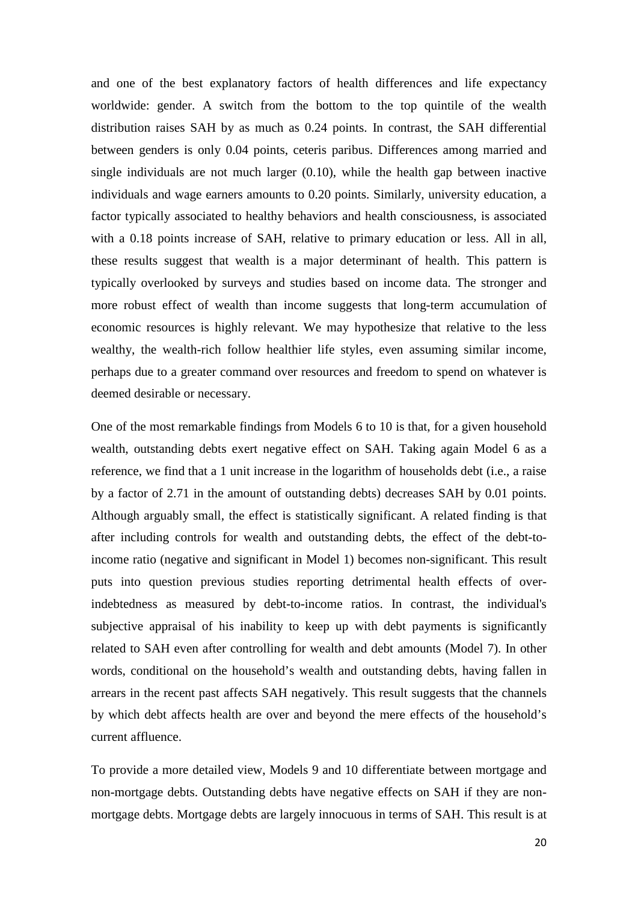and one of the best explanatory factors of health differences and life expectancy worldwide: gender. A switch from the bottom to the top quintile of the wealth distribution raises SAH by as much as 0.24 points. In contrast, the SAH differential between genders is only 0.04 points, ceteris paribus. Differences among married and single individuals are not much larger (0.10), while the health gap between inactive individuals and wage earners amounts to 0.20 points. Similarly, university education, a factor typically associated to healthy behaviors and health consciousness, is associated with a 0.18 points increase of SAH, relative to primary education or less. All in all, these results suggest that wealth is a major determinant of health. This pattern is typically overlooked by surveys and studies based on income data. The stronger and more robust effect of wealth than income suggests that long-term accumulation of economic resources is highly relevant. We may hypothesize that relative to the less wealthy, the wealth-rich follow healthier life styles, even assuming similar income, perhaps due to a greater command over resources and freedom to spend on whatever is deemed desirable or necessary.

One of the most remarkable findings from Models 6 to 10 is that, for a given household wealth, outstanding debts exert negative effect on SAH. Taking again Model 6 as a reference, we find that a 1 unit increase in the logarithm of households debt (i.e., a raise by a factor of 2.71 in the amount of outstanding debts) decreases SAH by 0.01 points. Although arguably small, the effect is statistically significant. A related finding is that after including controls for wealth and outstanding debts, the effect of the debt-to-income ratio (negative and significant in Model 1) becomes non-significant. This result puts into question previous studies reporting detrimental health effects of over-indebtedness as measured by debt-to-income ratios. In contrast, the individual's subjective appraisal of his inability to keep up with debt payments is significantly related to SAH even after controlling for wealth and debt amounts (Model 7). In other words, conditional on the household's wealth and outstanding debts, having fallen in arrears in the recent past affects SAH negatively. This result suggests that the channels by which debt affects health are over and beyond the mere effects of the household's current affluence.

To provide a more detailed view, Models 9 and 10 differentiate between mortgage and non-mortgage debts. Outstanding debts have negative effects on SAH if they are non-mortgage debts. Mortgage debts are largely innocuous in terms of SAH. This result is at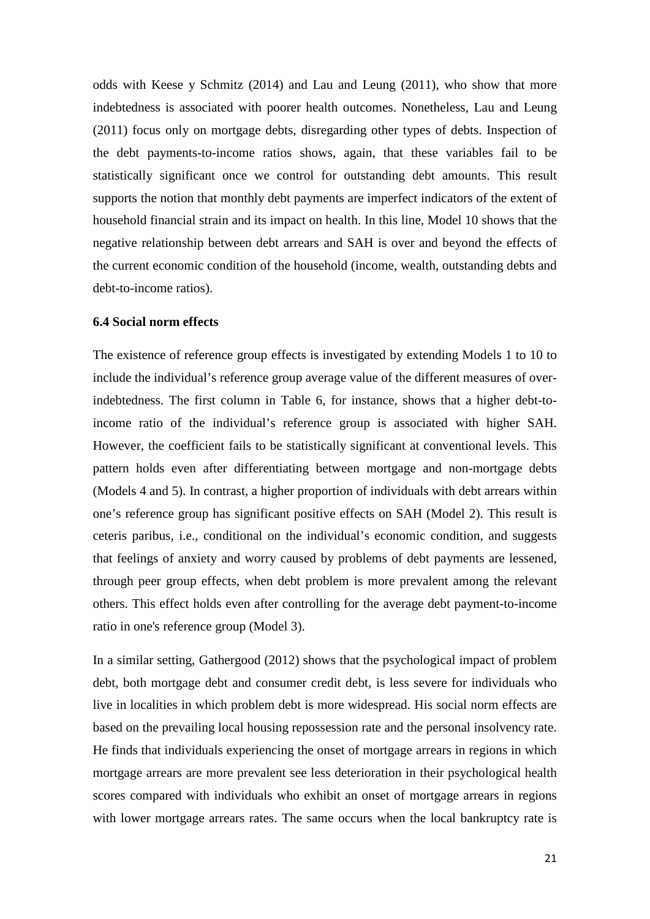odds with Keese y Schmitz (2014) and Lau and Leung (2011), who show that more indebtedness is associated with poorer health outcomes. Nonetheless, Lau and Leung (2011) focus only on mortgage debts, disregarding other types of debts. Inspection of the debt payments-to-income ratios shows, again, that these variables fail to be statistically significant once we control for outstanding debt amounts. This result supports the notion that monthly debt payments are imperfect indicators of the extent of household financial strain and its impact on health. In this line, Model 10 shows that the negative relationship between debt arrears and SAH is over and beyond the effects of the current economic condition of the household (income, wealth, outstanding debts and debt-to-income ratios).

### 6.4 Social norm effects

The existence of reference group effects is investigated by extending Models 1 to 10 to include the individual's reference group average value of the different measures of over-indebtedness. The first column in Table 6, for instance, shows that a higher debt-to-income ratio of the individual's reference group is associated with higher SAH. However, the coefficient fails to be statistically significant at conventional levels. This pattern holds even after differentiating between mortgage and non-mortgage debts (Models 4 and 5). In contrast, a higher proportion of individuals with debt arrears within one's reference group has significant positive effects on SAH (Model 2). This result is ceteris paribus, i.e., conditional on the individual's economic condition, and suggests that feelings of anxiety and worry caused by problems of debt payments are lessened, through peer group effects, when debt problem is more prevalent among the relevant others. This effect holds even after controlling for the average debt payment-to-income ratio in one's reference group (Model 3).

In a similar setting, Gathergood (2012) shows that the psychological impact of problem debt, both mortgage debt and consumer credit debt, is less severe for individuals who live in localities in which problem debt is more widespread. His social norm effects are based on the prevailing local housing repossession rate and the personal insolvency rate. He finds that individuals experiencing the onset of mortgage arrears in regions in which mortgage arrears are more prevalent see less deterioration in their psychological health scores compared with individuals who exhibit an onset of mortgage arrears in regions with lower mortgage arrears rates. The same occurs when the local bankruptcy rate is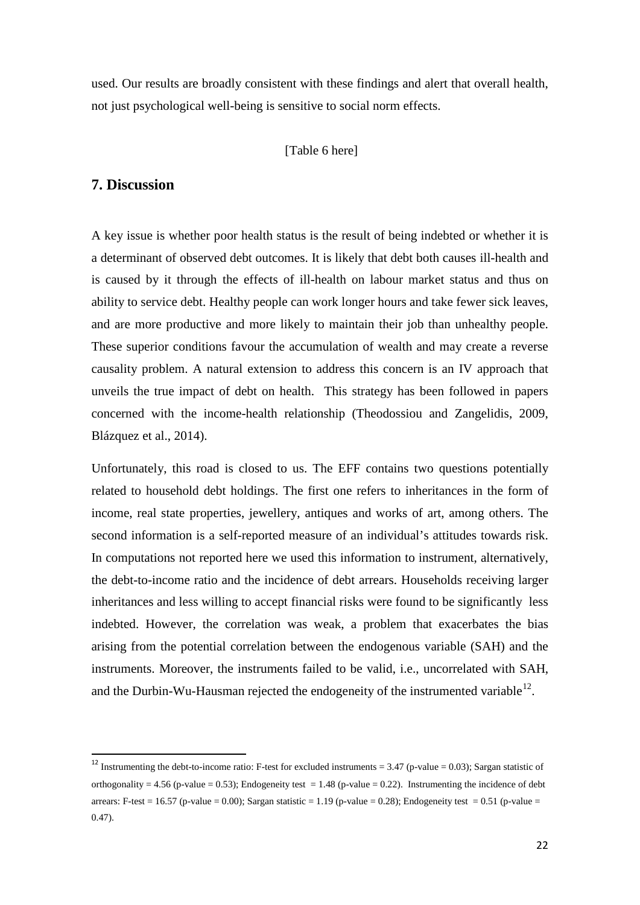used. Our results are broadly consistent with these findings and alert that overall health, not just psychological well-being is sensitive to social norm effects.

[Table 6 here]

## 7. Discussion

A key issue is whether poor health status is the result of being indebted or whether it is a determinant of observed debt outcomes. It is likely that debt both causes ill-health and is caused by it through the effects of ill-health on labour market status and thus on ability to service debt. Healthy people can work longer hours and take fewer sick leaves, and are more productive and more likely to maintain their job than unhealthy people. These superior conditions favour the accumulation of wealth and may create a reverse causality problem. A natural extension to address this concern is an IV approach that unveils the true impact of debt on health. This strategy has been followed in papers concerned with the income-health relationship (Theodossiou and Zangelidis, 2009, Blázquez et al., 2014).

Unfortunately, this road is closed to us. The EFF contains two questions potentially related to household debt holdings. The first one refers to inheritances in the form of income, real state properties, jewellery, antiques and works of art, among others. The second information is a self-reported measure of an individual's attitudes towards risk. In computations not reported here we used this information to instrument, alternatively, the debt-to-income ratio and the incidence of debt arrears. Households receiving larger inheritances and less willing to accept financial risks were found to be significantly less indebted. However, the correlation was weak, a problem that exacerbates the bias arising from the potential correlation between the endogenous variable (SAH) and the instruments. Moreover, the instruments failed to be valid, i.e., uncorrelated with SAH, and the Durbin-Wu-Hausman rejected the endogeneity of the instrumented variable[12].

[12] Instrumenting the debt-to-income ratio: F-test for excluded instruments = 3.47 (p-value = 0.03); Sargan statistic of orthogonality = 4.56 (p-value = 0.53); Endogeneity test = 1.48 (p-value = 0.22). Instrumenting the incidence of debt arrears: F-test = 16.57 (p-value = 0.00); Sargan statistic = 1.19 (p-value = 0.28); Endogeneity test = 0.51 (p-value = 0.47).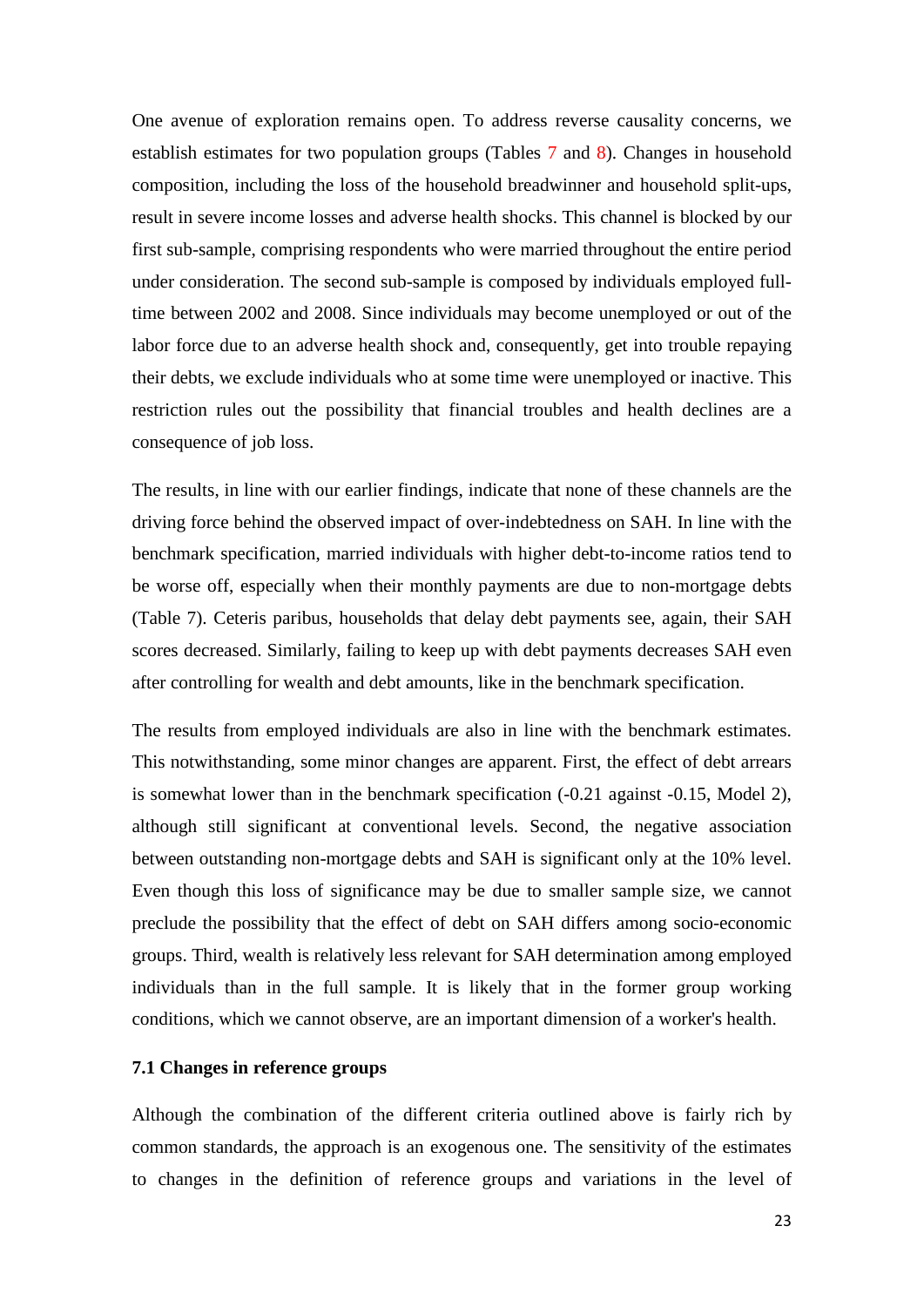One avenue of exploration remains open. To address reverse causality concerns, we establish estimates for two population groups (Tables 7 and 8). Changes in household composition, including the loss of the household breadwinner and household split-ups, result in severe income losses and adverse health shocks. This channel is blocked by our first sub-sample, comprising respondents who were married throughout the entire period under consideration. The second sub-sample is composed by individuals employed full-time between 2002 and 2008. Since individuals may become unemployed or out of the labor force due to an adverse health shock and, consequently, get into trouble repaying their debts, we exclude individuals who at some time were unemployed or inactive. This restriction rules out the possibility that financial troubles and health declines are a consequence of job loss.

The results, in line with our earlier findings, indicate that none of these channels are the driving force behind the observed impact of over-indebtedness on SAH. In line with the benchmark specification, married individuals with higher debt-to-income ratios tend to be worse off, especially when their monthly payments are due to non-mortgage debts (Table 7). Ceteris paribus, households that delay debt payments see, again, their SAH scores decreased. Similarly, failing to keep up with debt payments decreases SAH even after controlling for wealth and debt amounts, like in the benchmark specification.

The results from employed individuals are also in line with the benchmark estimates. This notwithstanding, some minor changes are apparent. First, the effect of debt arrears is somewhat lower than in the benchmark specification (-0.21 against -0.15, Model 2), although still significant at conventional levels. Second, the negative association between outstanding non-mortgage debts and SAH is significant only at the 10% level. Even though this loss of significance may be due to smaller sample size, we cannot preclude the possibility that the effect of debt on SAH differs among socio-economic groups. Third, wealth is relatively less relevant for SAH determination among employed individuals than in the full sample. It is likely that in the former group working conditions, which we cannot observe, are an important dimension of a worker's health.

### 7.1 Changes in reference groups

Although the combination of the different criteria outlined above is fairly rich by common standards, the approach is an exogenous one. The sensitivity of the estimates to changes in the definition of reference groups and variations in the level of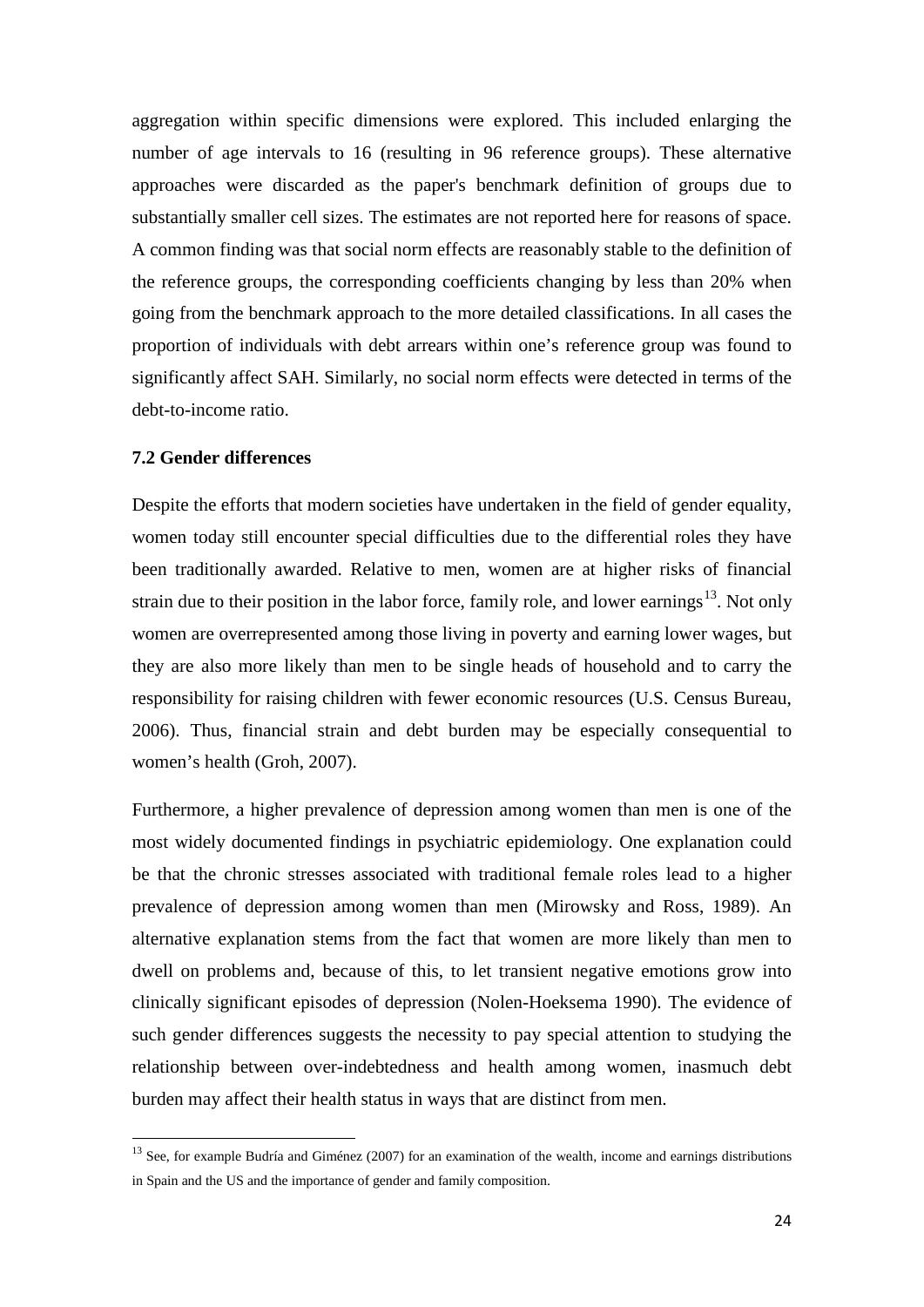aggregation within specific dimensions were explored. This included enlarging the number of age intervals to 16 (resulting in 96 reference groups). These alternative approaches were discarded as the paper's benchmark definition of groups due to substantially smaller cell sizes. The estimates are not reported here for reasons of space. A common finding was that social norm effects are reasonably stable to the definition of the reference groups, the corresponding coefficients changing by less than 20% when going from the benchmark approach to the more detailed classifications. In all cases the proportion of individuals with debt arrears within one's reference group was found to significantly affect SAH. Similarly, no social norm effects were detected in terms of the debt-to-income ratio.

### 7.2 Gender differences

Despite the efforts that modern societies have undertaken in the field of gender equality, women today still encounter special difficulties due to the differential roles they have been traditionally awarded. Relative to men, women are at higher risks of financial strain due to their position in the labor force, family role, and lower earnings[13]. Not only women are overrepresented among those living in poverty and earning lower wages, but they are also more likely than men to be single heads of household and to carry the responsibility for raising children with fewer economic resources (U.S. Census Bureau, 2006). Thus, financial strain and debt burden may be especially consequential to women's health (Groh, 2007).

Furthermore, a higher prevalence of depression among women than men is one of the most widely documented findings in psychiatric epidemiology. One explanation could be that the chronic stresses associated with traditional female roles lead to a higher prevalence of depression among women than men (Mirowsky and Ross, 1989). An alternative explanation stems from the fact that women are more likely than men to dwell on problems and, because of this, to let transient negative emotions grow into clinically significant episodes of depression (Nolen-Hoeksema 1990). The evidence of such gender differences suggests the necessity to pay special attention to studying the relationship between over-indebtedness and health among women, inasmuch debt burden may affect their health status in ways that are distinct from men.

[13] See, for example Budría and Giménez (2007) for an examination of the wealth, income and earnings distributions in Spain and the US and the importance of gender and family composition.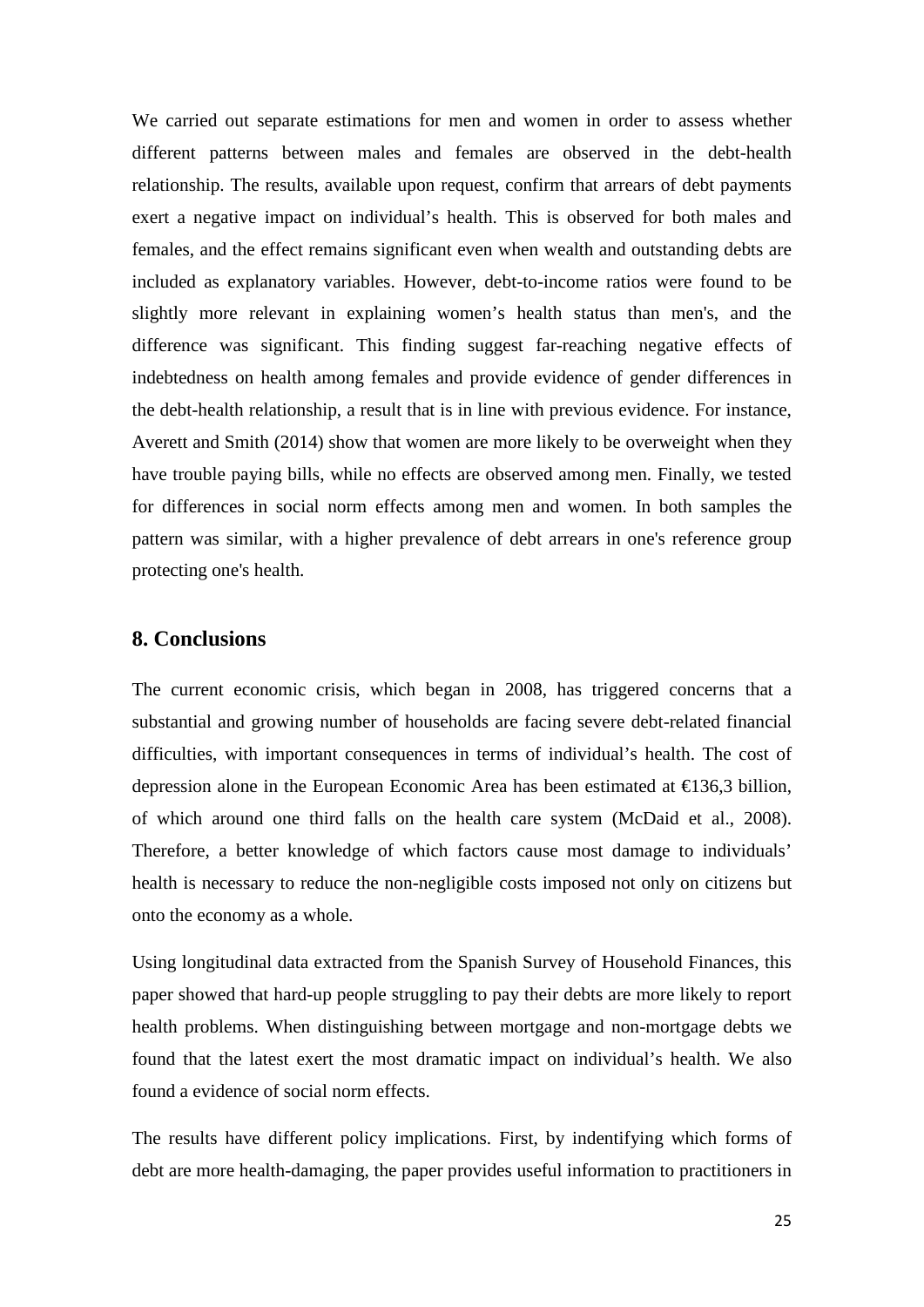We carried out separate estimations for men and women in order to assess whether different patterns between males and females are observed in the debt-health relationship. The results, available upon request, confirm that arrears of debt payments exert a negative impact on individual's health. This is observed for both males and females, and the effect remains significant even when wealth and outstanding debts are included as explanatory variables. However, debt-to-income ratios were found to be slightly more relevant in explaining women's health status than men's, and the difference was significant. This finding suggest far-reaching negative effects of indebtedness on health among females and provide evidence of gender differences in the debt-health relationship, a result that is in line with previous evidence. For instance, Averett and Smith (2014) show that women are more likely to be overweight when they have trouble paying bills, while no effects are observed among men. Finally, we tested for differences in social norm effects among men and women. In both samples the pattern was similar, with a higher prevalence of debt arrears in one's reference group protecting one's health.

## 8. Conclusions

The current economic crisis, which began in 2008, has triggered concerns that a substantial and growing number of households are facing severe debt-related financial difficulties, with important consequences in terms of individual's health. The cost of depression alone in the European Economic Area has been estimated at €136,3 billion, of which around one third falls on the health care system (McDaid et al., 2008). Therefore, a better knowledge of which factors cause most damage to individuals' health is necessary to reduce the non-negligible costs imposed not only on citizens but onto the economy as a whole.

Using longitudinal data extracted from the Spanish Survey of Household Finances, this paper showed that hard-up people struggling to pay their debts are more likely to report health problems. When distinguishing between mortgage and non-mortgage debts we found that the latest exert the most dramatic impact on individual's health. We also found a evidence of social norm effects.

The results have different policy implications. First, by indentifying which forms of debt are more health-damaging, the paper provides useful information to practitioners in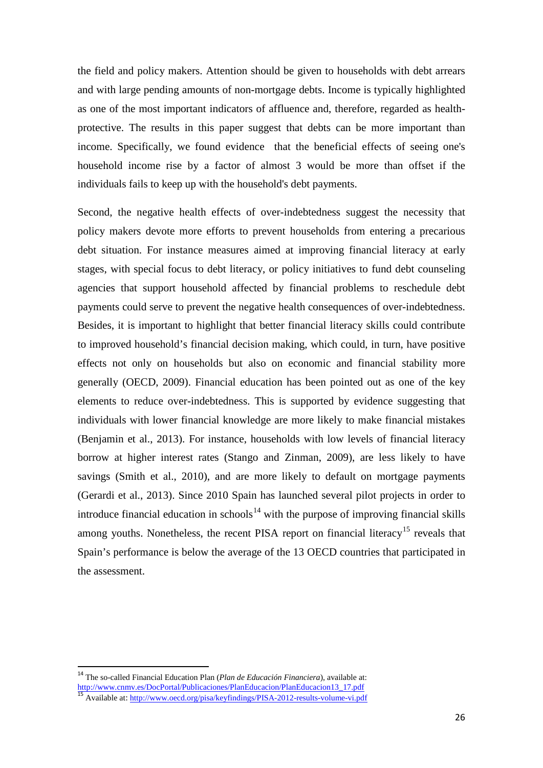the field and policy makers. Attention should be given to households with debt arrears and with large pending amounts of non-mortgage debts. Income is typically highlighted as one of the most important indicators of affluence and, therefore, regarded as health-protective. The results in this paper suggest that debts can be more important than income. Specifically, we found evidence  that the beneficial effects of seeing one's household income rise by a factor of almost 3 would be more than offset if the individuals fails to keep up with the household's debt payments.

Second, the negative health effects of over-indebtedness suggest the necessity that policy makers devote more efforts to prevent households from entering a precarious debt situation. For instance measures aimed at improving financial literacy at early stages, with special focus to debt literacy, or policy initiatives to fund debt counseling agencies that support household affected by financial problems to reschedule debt payments could serve to prevent the negative health consequences of over-indebtedness. Besides, it is important to highlight that better financial literacy skills could contribute to improved household's financial decision making, which could, in turn, have positive effects not only on households but also on economic and financial stability more generally (OECD, 2009). Financial education has been pointed out as one of the key elements to reduce over-indebtedness. This is supported by evidence suggesting that individuals with lower financial knowledge are more likely to make financial mistakes (Benjamin et al., 2013). For instance, households with low levels of financial literacy borrow at higher interest rates (Stango and Zinman, 2009), are less likely to have savings (Smith et al., 2010), and are more likely to default on mortgage payments (Gerardi et al., 2013). Since 2010 Spain has launched several pilot projects in order to introduce financial education in schools[14] with the purpose of improving financial skills among youths. Nonetheless, the recent PISA report on financial literacy[15] reveals that Spain's performance is below the average of the 13 OECD countries that participated in the assessment.

---

[14] The so-called Financial Education Plan (*Plan de Educación Financiera*), available at: http://www.cnmv.es/DocPortal/Publicaciones/PlanEducacion/PlanEducacion13_17.pdf

[15] Available at: http://www.oecd.org/pisa/keyfindings/PISA-2012-results-volume-vi.pdf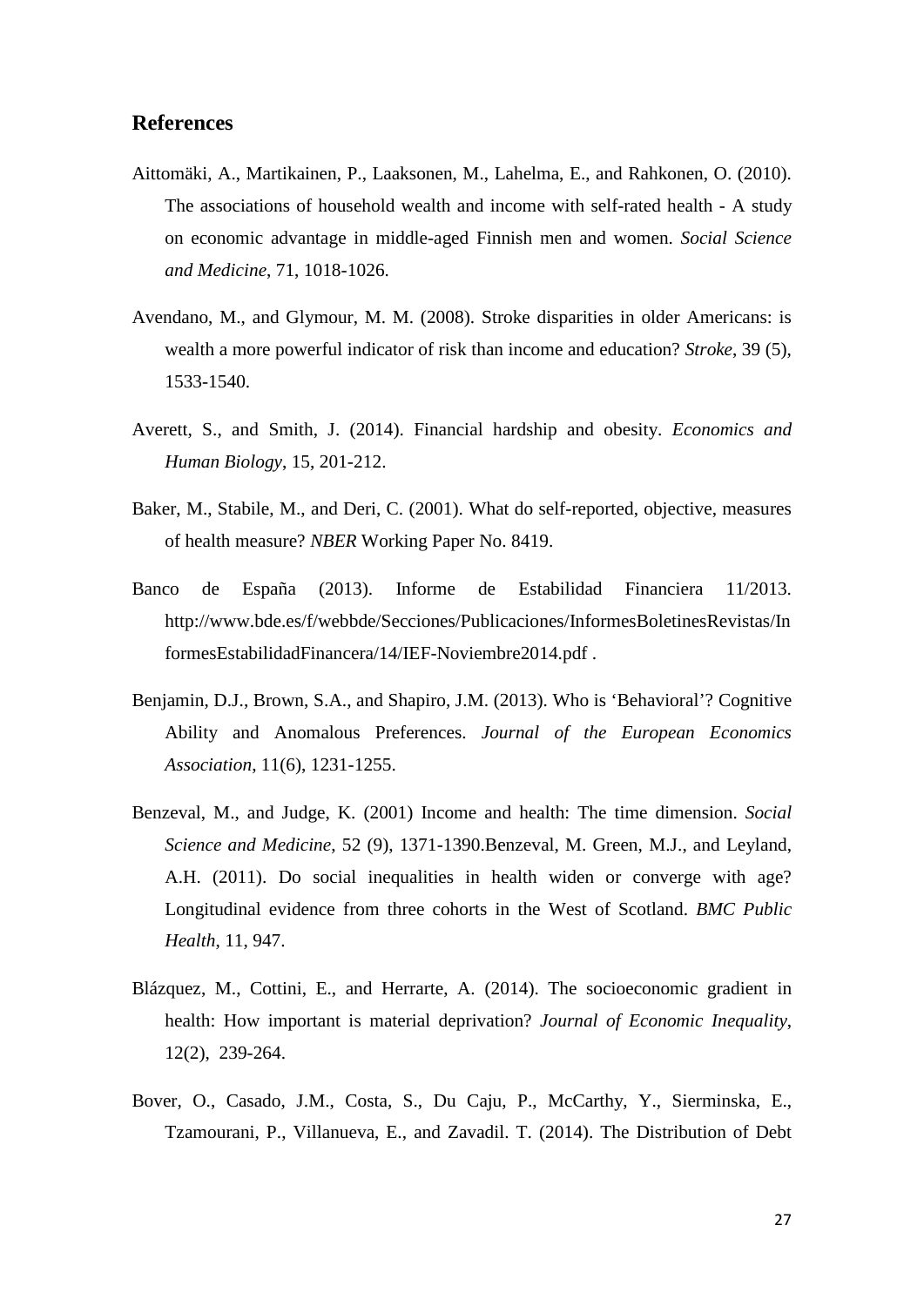## References

Aittomäki, A., Martikainen, P., Laaksonen, M., Lahelma, E., and Rahkonen, O. (2010). The associations of household wealth and income with self-rated health - A study on economic advantage in middle-aged Finnish men and women. *Social Science and Medicine*, 71, 1018-1026.

Avendano, M., and Glymour, M. M. (2008). Stroke disparities in older Americans: is wealth a more powerful indicator of risk than income and education? *Stroke*, 39 (5), 1533-1540.

Averett, S., and Smith, J. (2014). Financial hardship and obesity. *Economics and Human Biology*, 15, 201-212.

Baker, M., Stabile, M., and Deri, C. (2001). What do self-reported, objective, measures of health measure? *NBER* Working Paper No. 8419.

Banco de España (2013). Informe de Estabilidad Financiera 11/2013. http://www.bde.es/f/webbde/Secciones/Publicaciones/InformesBoletinesRevistas/InformesEstabilidadFinancera/14/IEF-Noviembre2014.pdf .

Benjamin, D.J., Brown, S.A., and Shapiro, J.M. (2013). Who is 'Behavioral'? Cognitive Ability and Anomalous Preferences. *Journal of the European Economics Association*, 11(6), 1231-1255.

Benzeval, M., and Judge, K. (2001) Income and health: The time dimension. *Social Science and Medicine*, 52 (9), 1371-1390.Benzeval, M. Green, M.J., and Leyland, A.H. (2011). Do social inequalities in health widen or converge with age? Longitudinal evidence from three cohorts in the West of Scotland. *BMC Public Health*, 11, 947.

Blázquez, M., Cottini, E., and Herrarte, A. (2014). The socioeconomic gradient in health: How important is material deprivation? *Journal of Economic Inequality*, 12(2), 239-264.

Bover, O., Casado, J.M., Costa, S., Du Caju, P., McCarthy, Y., Sierminska, E., Tzamourani, P., Villanueva, E., and Zavadil. T. (2014). The Distribution of Debt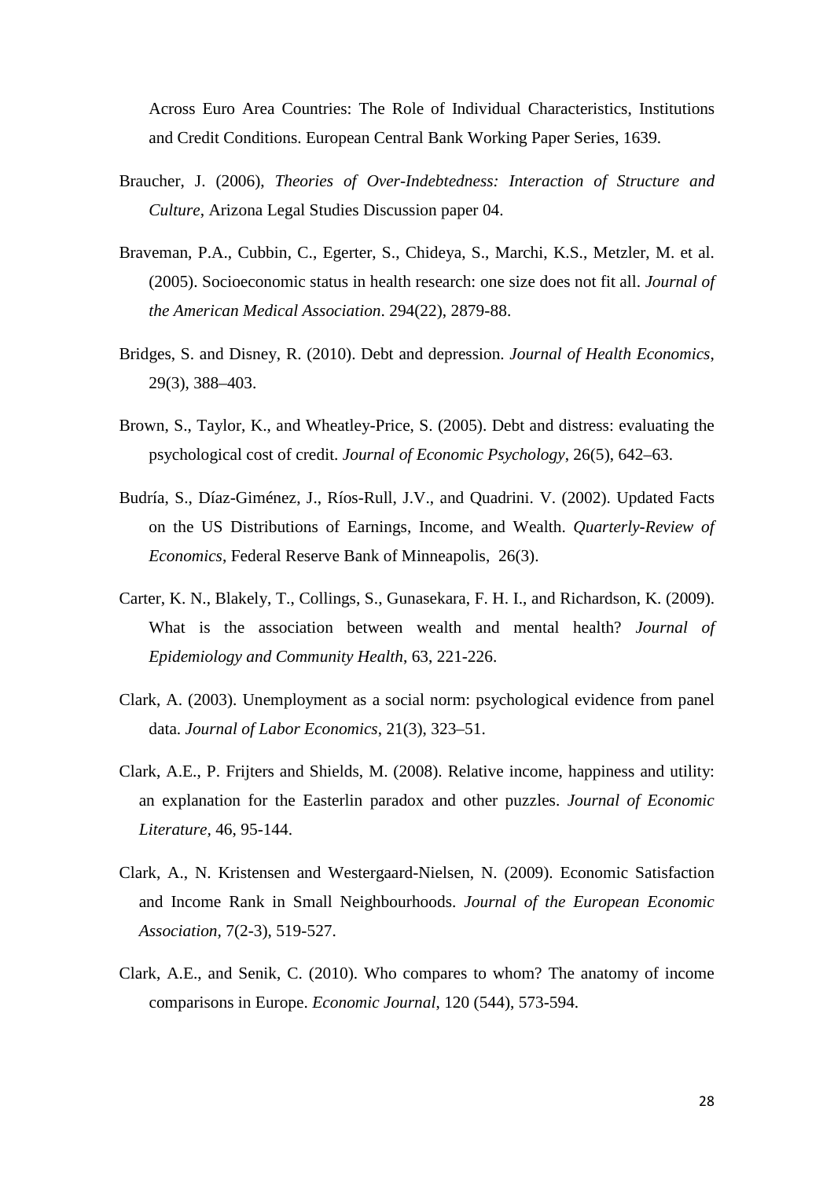Across Euro Area Countries: The Role of Individual Characteristics, Institutions and Credit Conditions. European Central Bank Working Paper Series, 1639.

Braucher, J. (2006), *Theories of Over-Indebtedness: Interaction of Structure and Culture*, Arizona Legal Studies Discussion paper 04.

Braveman, P.A., Cubbin, C., Egerter, S., Chideya, S., Marchi, K.S., Metzler, M. et al. (2005). Socioeconomic status in health research: one size does not fit all. *Journal of the American Medical Association*. 294(22), 2879-88.

Bridges, S. and Disney, R. (2010). Debt and depression. *Journal of Health Economics*, 29(3), 388–403.

Brown, S., Taylor, K., and Wheatley-Price, S. (2005). Debt and distress: evaluating the psychological cost of credit. *Journal of Economic Psychology*, 26(5), 642–63.

Budría, S., Díaz-Giménez, J., Ríos-Rull, J.V., and Quadrini. V. (2002). Updated Facts on the US Distributions of Earnings, Income, and Wealth. *Quarterly-Review of Economics*, Federal Reserve Bank of Minneapolis, 26(3).

Carter, K. N., Blakely, T., Collings, S., Gunasekara, F. H. I., and Richardson, K. (2009). What is the association between wealth and mental health? *Journal of Epidemiology and Community Health*, 63, 221-226.

Clark, A. (2003). Unemployment as a social norm: psychological evidence from panel data. *Journal of Labor Economics*, 21(3), 323–51.

Clark, A.E., P. Frijters and Shields, M. (2008). Relative income, happiness and utility: an explanation for the Easterlin paradox and other puzzles. *Journal of Economic Literature*, 46, 95-144.

Clark, A., N. Kristensen and Westergaard-Nielsen, N. (2009). Economic Satisfaction and Income Rank in Small Neighbourhoods. *Journal of the European Economic Association*, 7(2-3), 519-527.

Clark, A.E., and Senik, C. (2010). Who compares to whom? The anatomy of income comparisons in Europe. *Economic Journal*, 120 (544), 573-594.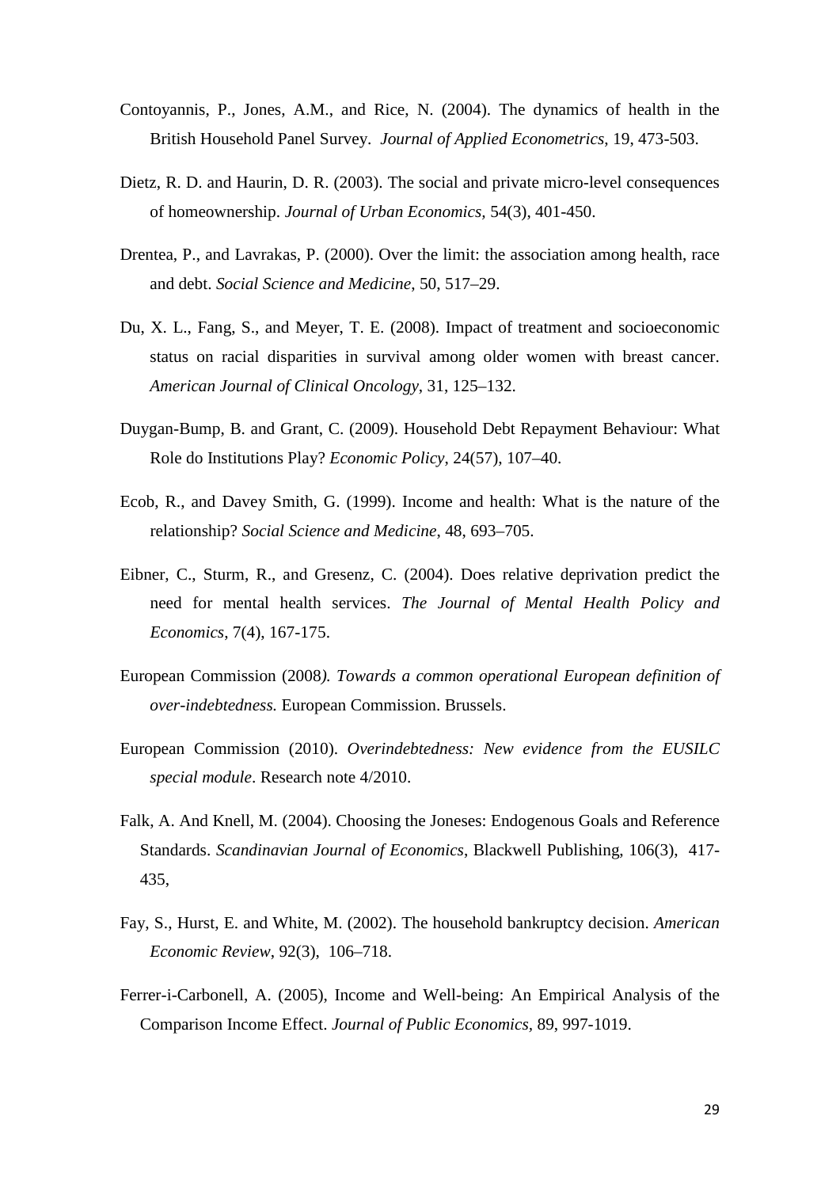Contoyannis, P., Jones, A.M., and Rice, N. (2004). The dynamics of health in the British Household Panel Survey. *Journal of Applied Econometrics*, 19, 473-503.

Dietz, R. D. and Haurin, D. R. (2003). The social and private micro-level consequences of homeownership. *Journal of Urban Economics,* 54(3), 401-450.

Drentea, P., and Lavrakas, P. (2000). Over the limit: the association among health, race and debt. *Social Science and Medicine*, 50, 517–29.

Du, X. L., Fang, S., and Meyer, T. E. (2008). Impact of treatment and socioeconomic status on racial disparities in survival among older women with breast cancer. *American Journal of Clinical Oncology*, 31, 125–132.

Duygan-Bump, B. and Grant, C. (2009). Household Debt Repayment Behaviour: What Role do Institutions Play? *Economic Policy*, 24(57), 107–40.

Ecob, R., and Davey Smith, G. (1999). Income and health: What is the nature of the relationship? *Social Science and Medicine*, 48, 693–705.

Eibner, C., Sturm, R., and Gresenz, C. (2004). Does relative deprivation predict the need for mental health services. *The Journal of Mental Health Policy and Economics*, 7(4), 167-175.

European Commission (2008*). Towards a common operational European definition of over-indebtedness.* European Commission. Brussels.

European Commission (2010). *Overindebtedness: New evidence from the EUSILC special module*. Research note 4/2010.

Falk, A. And Knell, M. (2004). Choosing the Joneses: Endogenous Goals and Reference Standards. *Scandinavian Journal of Economics*, Blackwell Publishing, 106(3), 417-435,

Fay, S., Hurst, E. and White, M. (2002). The household bankruptcy decision. *American Economic Review*, 92(3), 106–718.

Ferrer-i-Carbonell, A. (2005), Income and Well-being: An Empirical Analysis of the Comparison Income Effect. *Journal of Public Economics*, 89, 997-1019.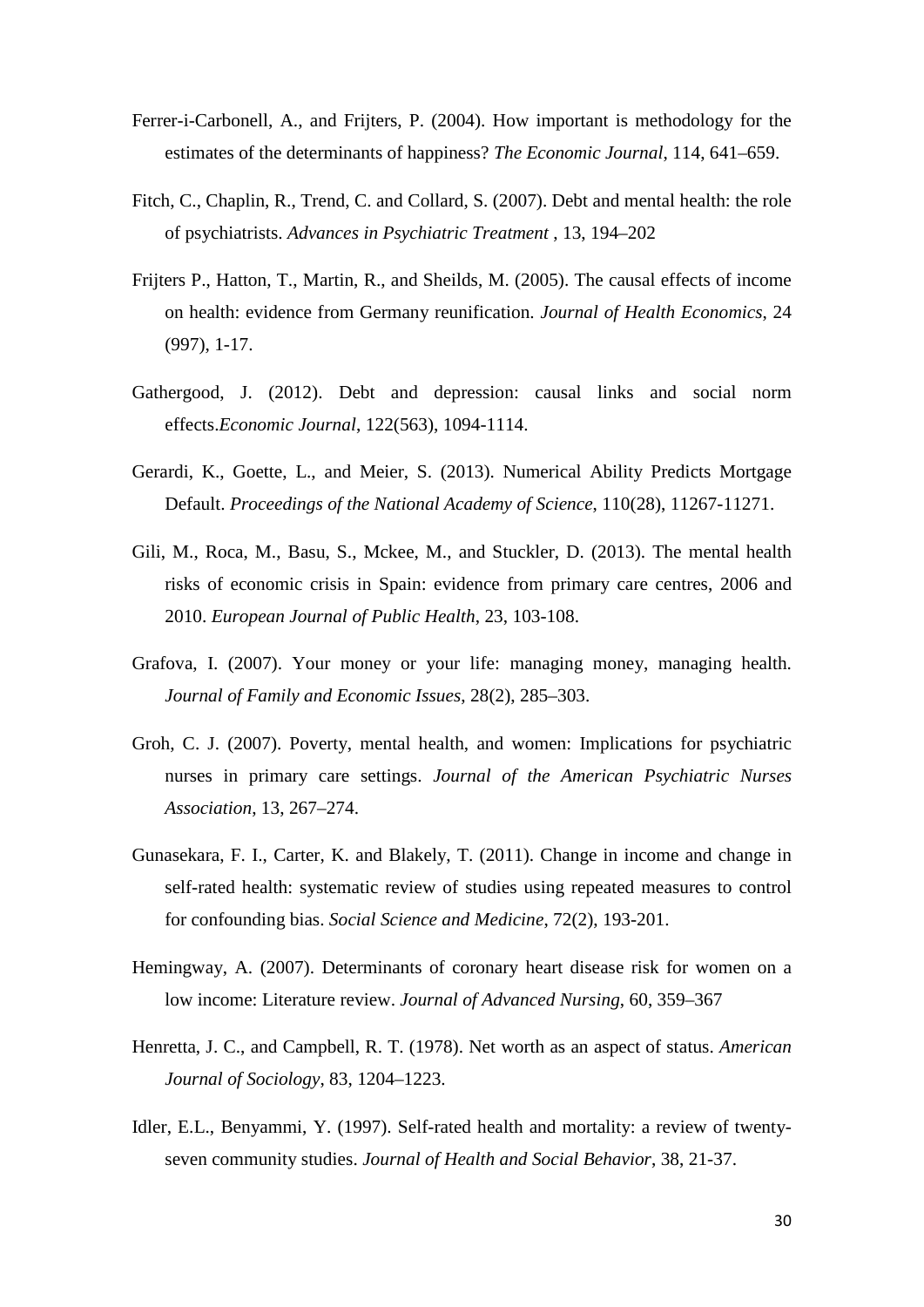Ferrer-i-Carbonell, A., and Frijters, P. (2004). How important is methodology for the estimates of the determinants of happiness? *The Economic Journal*, 114, 641–659.

Fitch, C., Chaplin, R., Trend, C. and Collard, S. (2007). Debt and mental health: the role of psychiatrists. *Advances in Psychiatric Treatment* , 13, 194–202

Frijters P., Hatton, T., Martin, R., and Sheilds, M. (2005). The causal effects of income on health: evidence from Germany reunification. *Journal of Health Economics*, 24 (997), 1-17.

Gathergood, J. (2012). Debt and depression: causal links and social norm effects.*Economic Journal*, 122(563), 1094-1114.

Gerardi, K., Goette, L., and Meier, S. (2013). Numerical Ability Predicts Mortgage Default. *Proceedings of the National Academy of Science*, 110(28), 11267-11271.

Gili, M., Roca, M., Basu, S., Mckee, M., and Stuckler, D. (2013). The mental health risks of economic crisis in Spain: evidence from primary care centres, 2006 and 2010. *European Journal of Public Health*, 23, 103-108.

Grafova, I. (2007). Your money or your life: managing money, managing health. *Journal of Family and Economic Issues*, 28(2), 285–303.

Groh, C. J. (2007). Poverty, mental health, and women: Implications for psychiatric nurses in primary care settings. *Journal of the American Psychiatric Nurses Association*, 13, 267–274.

Gunasekara, F. I., Carter, K. and Blakely, T. (2011). Change in income and change in self-rated health: systematic review of studies using repeated measures to control for confounding bias. *Social Science and Medicine*, 72(2), 193-201.

Hemingway, A. (2007). Determinants of coronary heart disease risk for women on a low income: Literature review. *Journal of Advanced Nursing*, 60, 359–367

Henretta, J. C., and Campbell, R. T. (1978). Net worth as an aspect of status. *American Journal of Sociology*, 83, 1204–1223.

Idler, E.L., Benyammi, Y. (1997). Self-rated health and mortality: a review of twenty-seven community studies. *Journal of Health and Social Behavior*, 38, 21-37.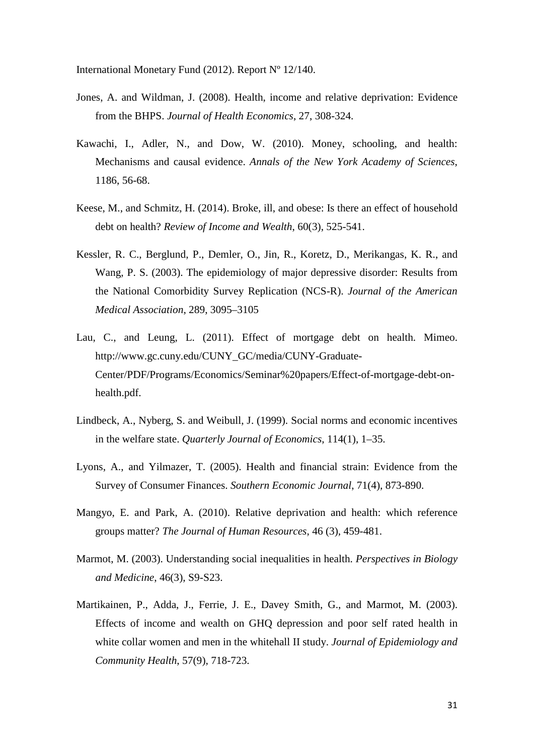International Monetary Fund (2012). Report Nº 12/140.

Jones, A. and Wildman, J. (2008). Health, income and relative deprivation: Evidence from the BHPS. *Journal of Health Economics*, 27, 308-324.

Kawachi, I., Adler, N., and Dow, W. (2010). Money, schooling, and health: Mechanisms and causal evidence. *Annals of the New York Academy of Sciences*, 1186, 56-68.

Keese, M., and Schmitz, H. (2014). Broke, ill, and obese: Is there an effect of household debt on health? *Review of Income and Wealth*, 60(3), 525-541.

Kessler, R. C., Berglund, P., Demler, O., Jin, R., Koretz, D., Merikangas, K. R., and Wang, P. S. (2003). The epidemiology of major depressive disorder: Results from the National Comorbidity Survey Replication (NCS-R). *Journal of the American Medical Association*, 289, 3095–3105

Lau, C., and Leung, L. (2011). Effect of mortgage debt on health. Mimeo. http://www.gc.cuny.edu/CUNY_GC/media/CUNY-Graduate-Center/PDF/Programs/Economics/Seminar%20papers/Effect-of-mortgage-debt-on-health.pdf.

Lindbeck, A., Nyberg, S. and Weibull, J. (1999). Social norms and economic incentives in the welfare state. *Quarterly Journal of Economics*, 114(1), 1–35.

Lyons, A., and Yilmazer, T. (2005). Health and financial strain: Evidence from the Survey of Consumer Finances. *Southern Economic Journal*, 71(4), 873-890.

Mangyo, E. and Park, A. (2010). Relative deprivation and health: which reference groups matter? *The Journal of Human Resources*, 46 (3), 459-481.

Marmot, M. (2003). Understanding social inequalities in health. *Perspectives in Biology and Medicine*, 46(3), S9-S23.

Martikainen, P., Adda, J., Ferrie, J. E., Davey Smith, G., and Marmot, M. (2003). Effects of income and wealth on GHQ depression and poor self rated health in white collar women and men in the whitehall II study. *Journal of Epidemiology and Community Health*, 57(9), 718-723.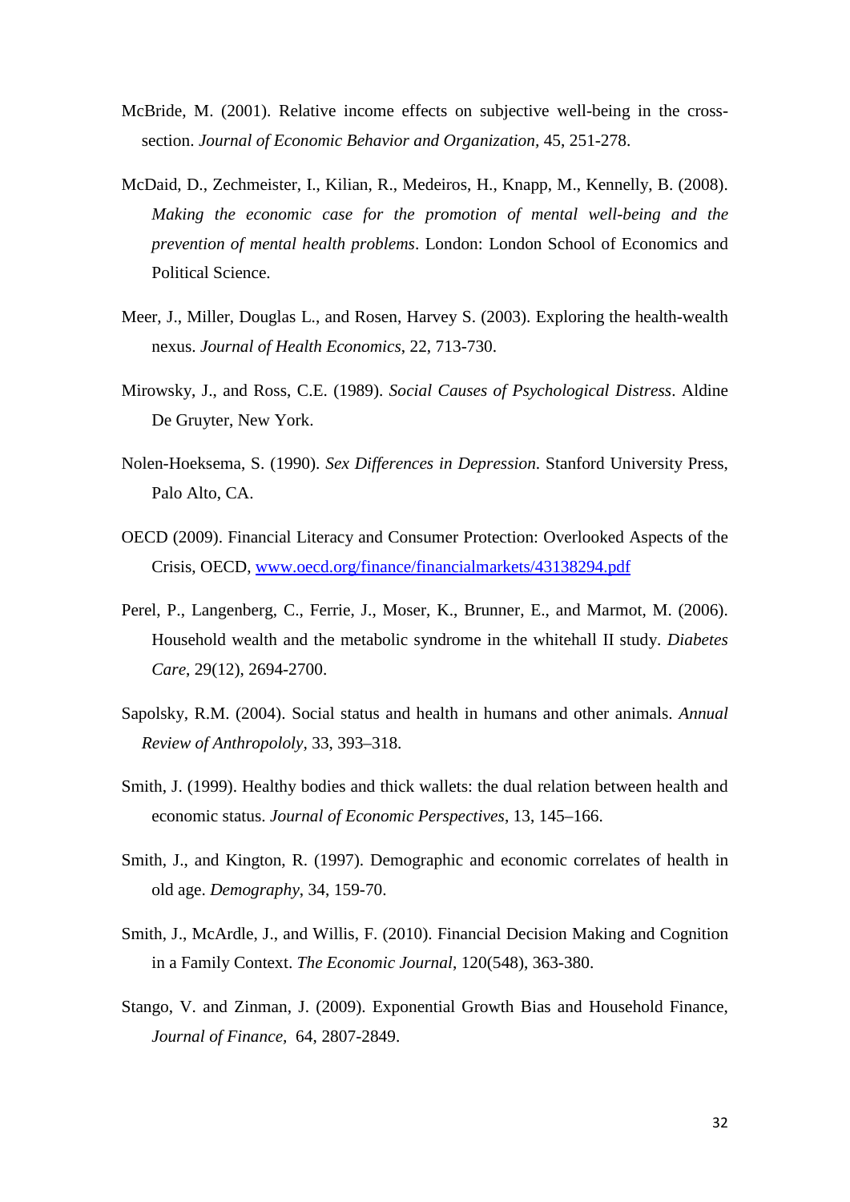McBride, M. (2001). Relative income effects on subjective well-being in the cross-section. *Journal of Economic Behavior and Organization*, 45, 251-278.

McDaid, D., Zechmeister, I., Kilian, R., Medeiros, H., Knapp, M., Kennelly, B. (2008). *Making the economic case for the promotion of mental well-being and the prevention of mental health problems*. London: London School of Economics and Political Science.

Meer, J., Miller, Douglas L., and Rosen, Harvey S. (2003). Exploring the health-wealth nexus. *Journal of Health Economics*, 22, 713-730.

Mirowsky, J., and Ross, C.E. (1989). *Social Causes of Psychological Distress*. Aldine De Gruyter, New York.

Nolen-Hoeksema, S. (1990). *Sex Differences in Depression*. Stanford University Press, Palo Alto, CA.

OECD (2009). Financial Literacy and Consumer Protection: Overlooked Aspects of the Crisis, OECD, [www.oecd.org/finance/financialmarkets/43138294.pdf](www.oecd.org/finance/financialmarkets/43138294.pdf)

Perel, P., Langenberg, C., Ferrie, J., Moser, K., Brunner, E., and Marmot, M. (2006). Household wealth and the metabolic syndrome in the whitehall II study. *Diabetes Care*, 29(12), 2694-2700.

Sapolsky, R.M. (2004). Social status and health in humans and other animals. *Annual Review of Anthropololy*, 33, 393–318.

Smith, J. (1999). Healthy bodies and thick wallets: the dual relation between health and economic status. *Journal of Economic Perspectives*, 13, 145–166.

Smith, J., and Kington, R. (1997). Demographic and economic correlates of health in old age. *Demography*, 34, 159-70.

Smith, J., McArdle, J., and Willis, F. (2010). Financial Decision Making and Cognition in a Family Context. *The Economic Journal*, 120(548), 363-380.

Stango, V. and Zinman, J. (2009). Exponential Growth Bias and Household Finance, *Journal of Finance*, 64, 2807-2849.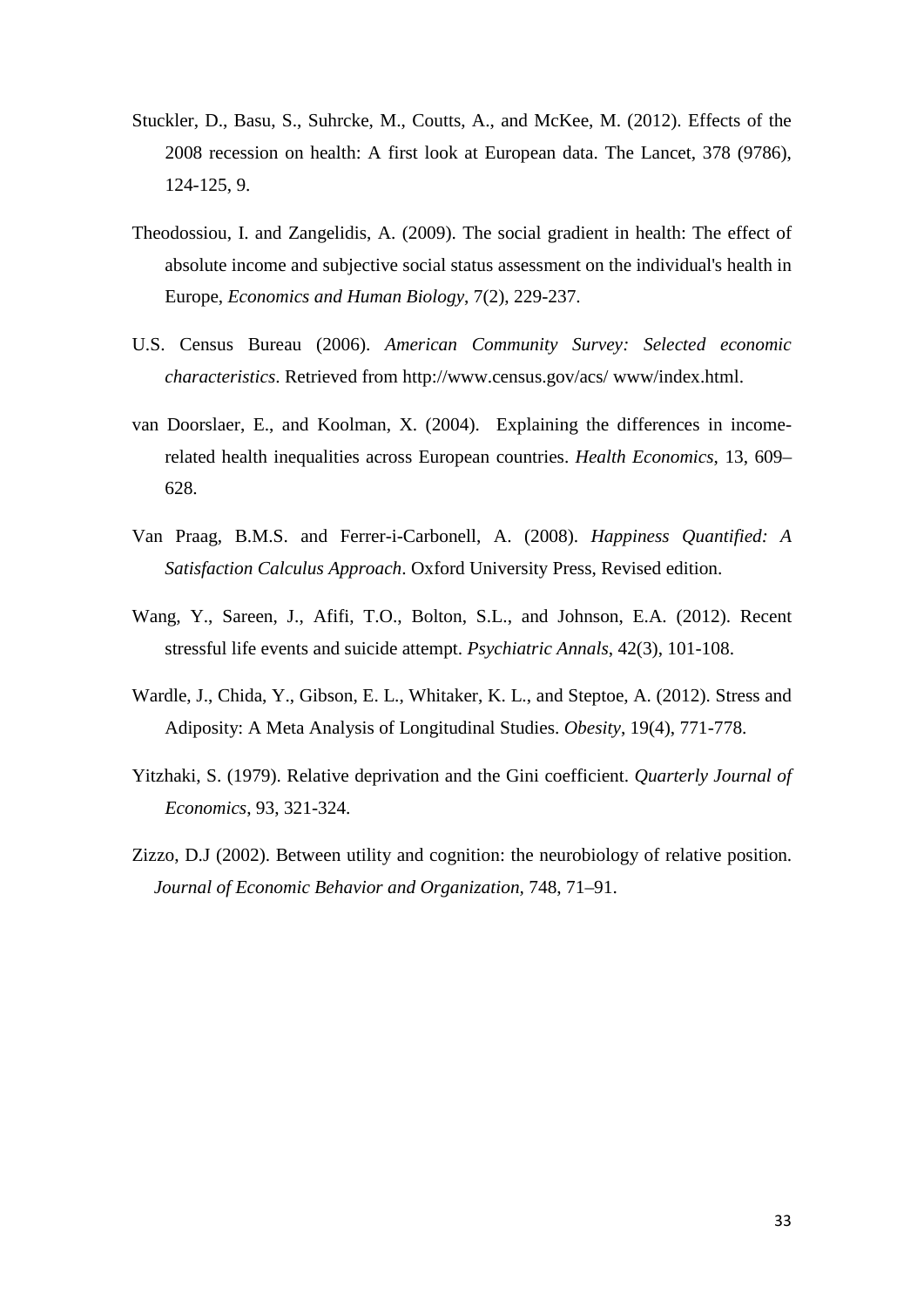Stuckler, D., Basu, S., Suhrcke, M., Coutts, A., and McKee, M. (2012). Effects of the 2008 recession on health: A first look at European data. The Lancet, 378 (9786), 124-125, 9.

Theodossiou, I. and Zangelidis, A. (2009). The social gradient in health: The effect of absolute income and subjective social status assessment on the individual's health in Europe, *Economics and Human Biology*, 7(2), 229-237.

U.S. Census Bureau (2006). *American Community Survey: Selected economic characteristics*. Retrieved from http://www.census.gov/acs/ www/index.html.

van Doorslaer, E., and Koolman, X. (2004). Explaining the differences in income-related health inequalities across European countries. *Health Economics*, 13, 609–628.

Van Praag, B.M.S. and Ferrer-i-Carbonell, A. (2008). *Happiness Quantified: A Satisfaction Calculus Approach*. Oxford University Press, Revised edition.

Wang, Y., Sareen, J., Afifi, T.O., Bolton, S.L., and Johnson, E.A. (2012). Recent stressful life events and suicide attempt. *Psychiatric Annals*, 42(3), 101-108.

Wardle, J., Chida, Y., Gibson, E. L., Whitaker, K. L., and Steptoe, A. (2012). Stress and Adiposity: A Meta Analysis of Longitudinal Studies. *Obesity*, 19(4), 771-778.

Yitzhaki, S. (1979). Relative deprivation and the Gini coefficient. *Quarterly Journal of Economics*, 93, 321-324.

Zizzo, D.J (2002). Between utility and cognition: the neurobiology of relative position. *Journal of Economic Behavior and Organization*, 748, 71–91.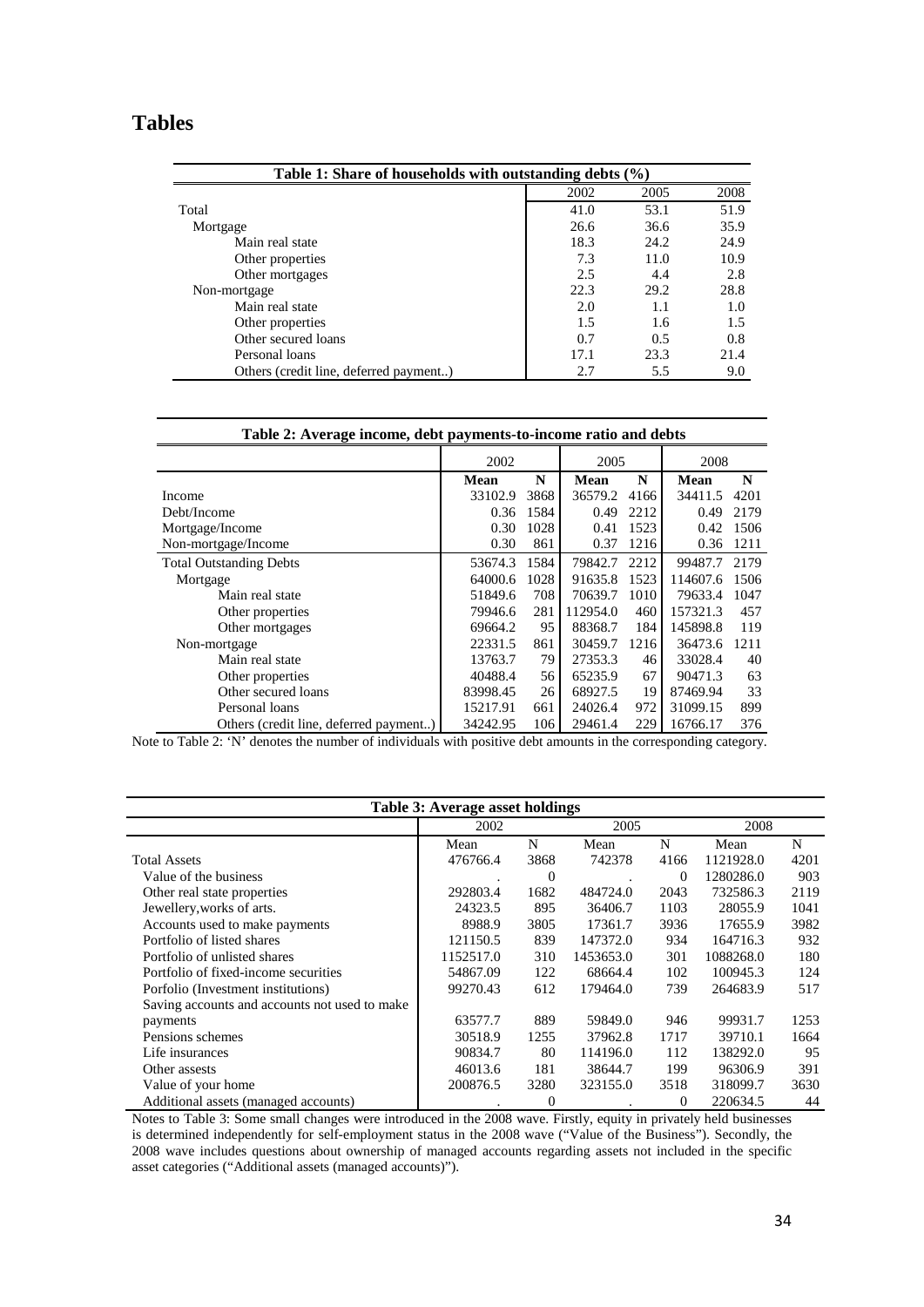# Tables

| Table 1: Share of households with outstanding debts (%) | | | |
|---|---|---|---|
| | 2002 | 2005 | 2008 |
| Total | 41.0 | 53.1 | 51.9 |
| Mortgage | 26.6 | 36.6 | 35.9 |
| Main real state | 18.3 | 24.2 | 24.9 |
| Other properties | 7.3 | 11.0 | 10.9 |
| Other mortgages | 2.5 | 4.4 | 2.8 |
| Non-mortgage | 22.3 | 29.2 | 28.8 |
| Main real state | 2.0 | 1.1 | 1.0 |
| Other properties | 1.5 | 1.6 | 1.5 |
| Other secured loans | 0.7 | 0.5 | 0.8 |
| Personal loans | 17.1 | 23.3 | 21.4 |
| Others (credit line, deferred payment..) | 2.7 | 5.5 | 9.0 |

| Table 2: Average income, debt payments-to-income ratio and debts | | | | | | |
|---|---|---|---|---|---|---|
| | 2002 | | 2005 | | 2008 | |
| | **Mean** | **N** | **Mean** | **N** | **Mean** | **N** |
| Income | 33102.9 | 3868 | 36579.2 | 4166 | 34411.5 | 4201 |
| Debt/Income | 0.36 | 1584 | 0.49 | 2212 | 0.49 | 2179 |
| Mortgage/Income | 0.30 | 1028 | 0.41 | 1523 | 0.42 | 1506 |
| Non-mortgage/Income | 0.30 | 861 | 0.37 | 1216 | 0.36 | 1211 |
| Total Outstanding Debts | 53674.3 | 1584 | 79842.7 | 2212 | 99487.7 | 2179 |
| Mortgage | 64000.6 | 1028 | 91635.8 | 1523 | 114607.6 | 1506 |
| Main real state | 51849.6 | 708 | 70639.7 | 1010 | 79633.4 | 1047 |
| Other properties | 79946.6 | 281 | 112954.0 | 460 | 157321.3 | 457 |
| Other mortgages | 69664.2 | 95 | 88368.7 | 184 | 145898.8 | 119 |
| Non-mortgage | 22331.5 | 861 | 30459.7 | 1216 | 36473.6 | 1211 |
| Main real state | 13763.7 | 79 | 27353.3 | 46 | 33028.4 | 40 |
| Other properties | 40488.4 | 56 | 65235.9 | 67 | 90471.3 | 63 |
| Other secured loans | 83998.45 | 26 | 68927.5 | 19 | 87469.94 | 33 |
| Personal loans | 15217.91 | 661 | 24026.4 | 972 | 31099.15 | 899 |
| Others (credit line, deferred payment..) | 34242.95 | 106 | 29461.4 | 229 | 16766.17 | 376 |

Note to Table 2: 'N' denotes the number of individuals with positive debt amounts in the corresponding category.

| Table 3: Average asset holdings | | | | | | |
|---|---|---|---|---|---|---|
| | 2002 | | 2005 | | 2008 | |
| | Mean | N | Mean | N | Mean | N |
| Total Assets | 476766.4 | 3868 | 742378 | 4166 | 1121928.0 | 4201 |
| Value of the business | . | 0 | . | 0 | 1280286.0 | 903 |
| Other real state properties | 292803.4 | 1682 | 484724.0 | 2043 | 732586.3 | 2119 |
| Jewellery,works of arts. | 24323.5 | 895 | 36406.7 | 1103 | 28055.9 | 1041 |
| Accounts used to make payments | 8988.9 | 3805 | 17361.7 | 3936 | 17655.9 | 3982 |
| Portfolio of listed shares | 121150.5 | 839 | 147372.0 | 934 | 164716.3 | 932 |
| Portfolio of unlisted shares | 1152517.0 | 310 | 1453653.0 | 301 | 1088268.0 | 180 |
| Portfolio of fixed-income securities | 54867.09 | 122 | 68664.4 | 102 | 100945.3 | 124 |
| Porfolio (Investment institutions) | 99270.43 | 612 | 179464.0 | 739 | 264683.9 | 517 |
| Saving accounts and accounts not used to make payments | 63577.7 | 889 | 59849.0 | 946 | 99931.7 | 1253 |
| Pensions schemes | 30518.9 | 1255 | 37962.8 | 1717 | 39710.1 | 1664 |
| Life insurances | 90834.7 | 80 | 114196.0 | 112 | 138292.0 | 95 |
| Other assests | 46013.6 | 181 | 38644.7 | 199 | 96306.9 | 391 |
| Value of your home | 200876.5 | 3280 | 323155.0 | 3518 | 318099.7 | 3630 |
| Additional assets (managed accounts) | . | 0 | . | 0 | 220634.5 | 44 |

Notes to Table 3: Some small changes were introduced in the 2008 wave. Firstly, equity in privately held businesses is determined independently for self-employment status in the 2008 wave ("Value of the Business"). Secondly, the 2008 wave includes questions about ownership of managed accounts regarding assets not included in the specific asset categories ("Additional assets (managed accounts)").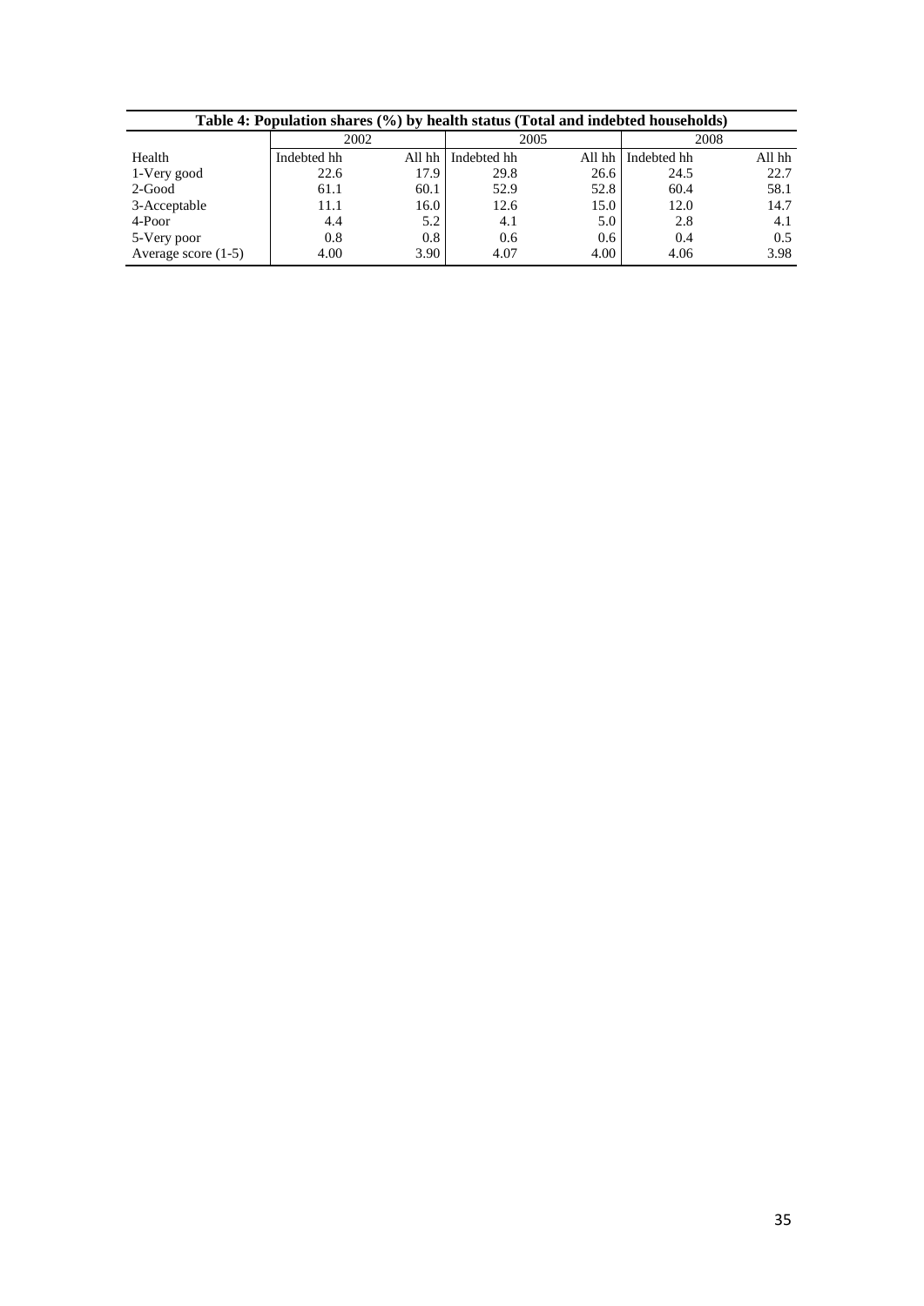**Table 4: Population shares (%) by health status (Total and indebted households)**

| | 2002 | | 2005 | | 2008 | |
|---|---|---|---|---|---|---|
| Health | Indebted hh | All hh | Indebted hh | All hh | Indebted hh | All hh |
| 1-Very good | 22.6 | 17.9 | 29.8 | 26.6 | 24.5 | 22.7 |
| 2-Good | 61.1 | 60.1 | 52.9 | 52.8 | 60.4 | 58.1 |
| 3-Acceptable | 11.1 | 16.0 | 12.6 | 15.0 | 12.0 | 14.7 |
| 4-Poor | 4.4 | 5.2 | 4.1 | 5.0 | 2.8 | 4.1 |
| 5-Very poor | 0.8 | 0.8 | 0.6 | 0.6 | 0.4 | 0.5 |
| Average score (1-5) | 4.00 | 3.90 | 4.07 | 4.00 | 4.06 | 3.98 |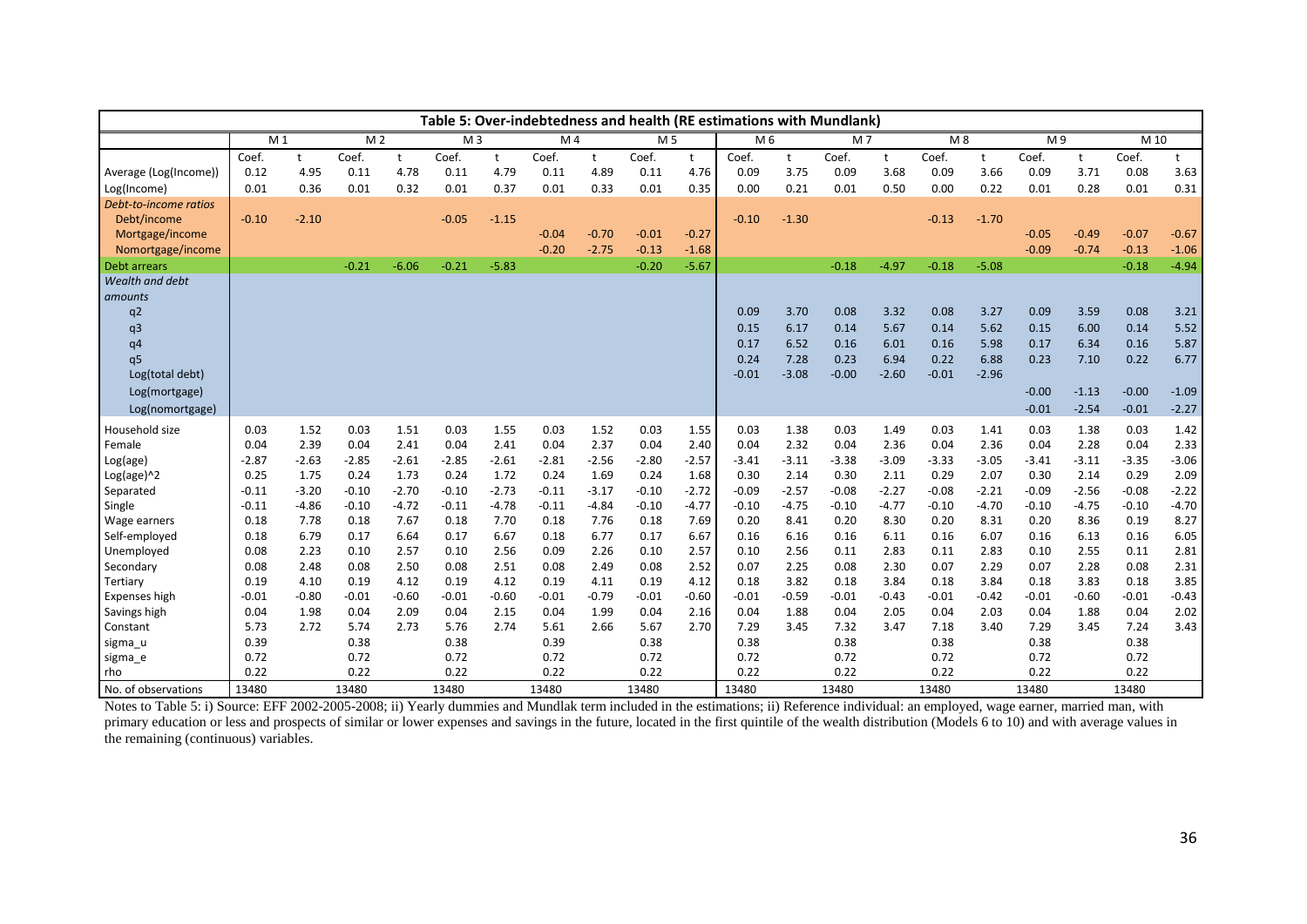| Table 5: Over-indebtedness and health (RE estimations with Mundlank) | | | | | | | | | | | | | | | | | | | | |
|---|---|---|---|---|---|---|---|---|---|---|---|---|---|---|---|---|---|---|---|---|
| | M 1 | | M 2 | | M 3 | | M 4 | | M 5 | | M 6 | | M 7 | | M 8 | | M 9 | | M 10 | |
| | Coef. | t | Coef. | t | Coef. | t | Coef. | t | Coef. | t | Coef. | t | Coef. | t | Coef. | t | Coef. | t | Coef. | t |
| Average (Log(Income)) | 0.12 | 4.95 | 0.11 | 4.78 | 0.11 | 4.79 | 0.11 | 4.89 | 0.11 | 4.76 | 0.09 | 3.75 | 0.09 | 3.68 | 0.09 | 3.66 | 0.09 | 3.71 | 0.08 | 3.63 |
| Log(Income) | 0.01 | 0.36 | 0.01 | 0.32 | 0.01 | 0.37 | 0.01 | 0.33 | 0.01 | 0.35 | 0.00 | 0.21 | 0.01 | 0.50 | 0.00 | 0.22 | 0.01 | 0.28 | 0.01 | 0.31 |
| *Debt-to-income ratios* | | | | | | | | | | | | | | | | | | | | |
| Debt/income | -0.10 | -2.10 | | | -0.05 | -1.15 | | | | | -0.10 | -1.30 | | | -0.13 | -1.70 | | | | |
| Mortgage/income | | | | | | | -0.04 | -0.70 | -0.01 | -0.27 | | | | | | | -0.05 | -0.49 | -0.07 | -0.67 |
| Nomortgage/income | | | | | | | -0.20 | -2.75 | -0.13 | -1.68 | | | | | | | -0.09 | -0.74 | -0.13 | -1.06 |
| Debt arrears | | | -0.21 | -6.06 | -0.21 | -5.83 | | | -0.20 | -5.67 | | | -0.18 | -4.97 | -0.18 | -5.08 | | | -0.18 | -4.94 |
| *Wealth and debt amounts* | | | | | | | | | | | | | | | | | | | | |
| q2 | | | | | | | | | | | 0.09 | 3.70 | 0.08 | 3.32 | 0.08 | 3.27 | 0.09 | 3.59 | 0.08 | 3.21 |
| q3 | | | | | | | | | | | 0.15 | 6.17 | 0.14 | 5.67 | 0.14 | 5.62 | 0.15 | 6.00 | 0.14 | 5.52 |
| q4 | | | | | | | | | | | 0.17 | 6.52 | 0.16 | 6.01 | 0.16 | 5.98 | 0.17 | 6.34 | 0.16 | 5.87 |
| q5 | | | | | | | | | | | 0.24 | 7.28 | 0.23 | 6.94 | 0.22 | 6.88 | 0.23 | 7.10 | 0.22 | 6.77 |
| Log(total debt) | | | | | | | | | | | -0.01 | -3.08 | -0.00 | -2.60 | -0.01 | -2.96 | | | | |
| Log(mortgage) | | | | | | | | | | | | | | | | | -0.00 | -1.13 | -0.00 | -1.09 |
| Log(nomortgage) | | | | | | | | | | | | | | | | | -0.01 | -2.54 | -0.01 | -2.27 |
| Household size | 0.03 | 1.52 | 0.03 | 1.51 | 0.03 | 1.55 | 0.03 | 1.52 | 0.03 | 1.55 | 0.03 | 1.38 | 0.03 | 1.49 | 0.03 | 1.41 | 0.03 | 1.38 | 0.03 | 1.42 |
| Female | 0.04 | 2.39 | 0.04 | 2.41 | 0.04 | 2.41 | 0.04 | 2.37 | 0.04 | 2.40 | 0.04 | 2.32 | 0.04 | 2.36 | 0.04 | 2.36 | 0.04 | 2.28 | 0.04 | 2.33 |
| Log(age) | -2.87 | -2.63 | -2.85 | -2.61 | -2.85 | -2.61 | -2.81 | -2.56 | -2.80 | -2.57 | -3.41 | -3.11 | -3.38 | -3.09 | -3.33 | -3.05 | -3.41 | -3.11 | -3.35 | -3.06 |
| Log(age)^2 | 0.25 | 1.75 | 0.24 | 1.73 | 0.24 | 1.72 | 0.24 | 1.69 | 0.24 | 1.68 | 0.30 | 2.14 | 0.30 | 2.11 | 0.29 | 2.07 | 0.30 | 2.14 | 0.29 | 2.09 |
| Separated | -0.11 | -3.20 | -0.10 | -2.70 | -0.10 | -2.73 | -0.11 | -3.17 | -0.10 | -2.72 | -0.09 | -2.57 | -0.08 | -2.27 | -0.08 | -2.21 | -0.09 | -2.56 | -0.08 | -2.22 |
| Single | -0.11 | -4.86 | -0.10 | -4.72 | -0.11 | -4.78 | -0.11 | -4.84 | -0.10 | -4.77 | -0.10 | -4.75 | -0.10 | -4.77 | -0.10 | -4.70 | -0.10 | -4.75 | -0.10 | -4.70 |
| Wage earners | 0.18 | 7.78 | 0.18 | 7.67 | 0.18 | 7.70 | 0.18 | 7.76 | 0.18 | 7.69 | 0.20 | 8.41 | 0.20 | 8.30 | 0.20 | 8.31 | 0.20 | 8.36 | 0.19 | 8.27 |
| Self-employed | 0.18 | 6.79 | 0.17 | 6.64 | 0.17 | 6.67 | 0.18 | 6.77 | 0.17 | 6.67 | 0.16 | 6.16 | 0.16 | 6.11 | 0.16 | 6.07 | 0.16 | 6.13 | 0.16 | 6.05 |
| Unemployed | 0.08 | 2.23 | 0.10 | 2.57 | 0.10 | 2.56 | 0.09 | 2.26 | 0.10 | 2.57 | 0.10 | 2.56 | 0.11 | 2.83 | 0.11 | 2.83 | 0.10 | 2.55 | 0.11 | 2.81 |
| Secondary | 0.08 | 2.48 | 0.08 | 2.50 | 0.08 | 2.51 | 0.08 | 2.49 | 0.08 | 2.52 | 0.07 | 2.25 | 0.08 | 2.30 | 0.07 | 2.29 | 0.07 | 2.28 | 0.08 | 2.31 |
| Tertiary | 0.19 | 4.10 | 0.19 | 4.12 | 0.19 | 4.12 | 0.19 | 4.11 | 0.19 | 4.12 | 0.18 | 3.82 | 0.18 | 3.84 | 0.18 | 3.84 | 0.18 | 3.83 | 0.18 | 3.85 |
| Expenses high | -0.01 | -0.80 | -0.01 | -0.60 | -0.01 | -0.60 | -0.01 | -0.79 | -0.01 | -0.60 | -0.01 | -0.59 | -0.01 | -0.43 | -0.01 | -0.42 | -0.01 | -0.60 | -0.01 | -0.43 |
| Savings high | 0.04 | 1.98 | 0.04 | 2.09 | 0.04 | 2.15 | 0.04 | 1.99 | 0.04 | 2.16 | 0.04 | 1.88 | 0.04 | 2.05 | 0.04 | 2.03 | 0.04 | 1.88 | 0.04 | 2.02 |
| Constant | 5.73 | 2.72 | 5.74 | 2.73 | 5.76 | 2.74 | 5.61 | 2.66 | 5.67 | 2.70 | 7.29 | 3.45 | 7.32 | 3.47 | 7.18 | 3.40 | 7.29 | 3.45 | 7.24 | 3.43 |
| sigma_u | 0.39 | | 0.38 | | 0.38 | | 0.39 | | 0.38 | | 0.38 | | 0.38 | | 0.38 | | 0.38 | | 0.38 | |
| sigma_e | 0.72 | | 0.72 | | 0.72 | | 0.72 | | 0.72 | | 0.72 | | 0.72 | | 0.72 | | 0.72 | | 0.72 | |
| rho | 0.22 | | 0.22 | | 0.22 | | 0.22 | | 0.22 | | 0.22 | | 0.22 | | 0.22 | | 0.22 | | 0.22 | |
| No. of observations | 13480 | | 13480 | | 13480 | | 13480 | | 13480 | | 13480 | | 13480 | | 13480 | | 13480 | | 13480 | |

Notes to Table 5: i) Source: EFF 2002-2005-2008; ii) Yearly dummies and Mundlak term included in the estimations; ii) Reference individual: an employed, wage earner, married man, with primary education or less and prospects of similar or lower expenses and savings in the future, located in the first quintile of the wealth distribution (Models 6 to 10) and with average values in the remaining (continuous) variables.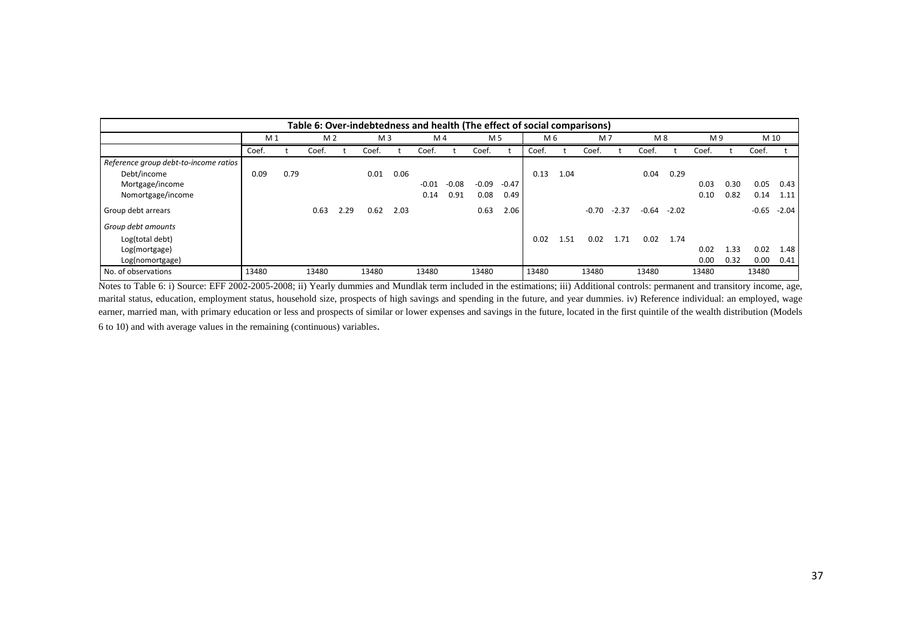**Table 6: Over-indebtedness and health (The effect of social comparisons)**

| | M 1 | | M 2 | | M 3 | | M 4 | | M 5 | | M 6 | | M 7 | | M 8 | | M 9 | | M 10 | |
|---|---|---|---|---|---|---|---|---|---|---|---|---|---|---|---|---|---|---|---|---|
| | Coef. | t | Coef. | t | Coef. | t | Coef. | t | Coef. | t | Coef. | t | Coef. | t | Coef. | t | Coef. | t | Coef. | t |
| *Reference group debt-to-income ratios* | | | | | | | | | | | | | | | | | | | | |
| Debt/income | 0.09 | 0.79 | | | 0.01 | 0.06 | | | | | 0.13 | 1.04 | | | 0.04 | 0.29 | | | | |
| Mortgage/income | | | | | | | -0.01 | -0.08 | -0.09 | -0.47 | | | | | | | 0.03 | 0.30 | 0.05 | 0.43 |
| Nomortgage/income | | | | | | | 0.14 | 0.91 | 0.08 | 0.49 | | | | | | | 0.10 | 0.82 | 0.14 | 1.11 |
| Group debt arrears | | | 0.63 | 2.29 | 0.62 | 2.03 | | | 0.63 | 2.06 | | | -0.70 | -2.37 | -0.64 | -2.02 | | | -0.65 | -2.04 |
| *Group debt amounts* | | | | | | | | | | | | | | | | | | | | |
| Log(total debt) | | | | | | | | | | | 0.02 | 1.51 | 0.02 | 1.71 | 0.02 | 1.74 | | | | |
| Log(mortgage) | | | | | | | | | | | | | | | | | 0.02 | 1.33 | 0.02 | 1.48 |
| Log(nomortgage) | | | | | | | | | | | | | | | | | 0.00 | 0.32 | 0.00 | 0.41 |
| No. of observations | 13480 | | 13480 | | 13480 | | 13480 | | 13480 | | 13480 | | 13480 | | 13480 | | 13480 | | 13480 | |

Notes to Table 6: i) Source: EFF 2002-2005-2008; ii) Yearly dummies and Mundlak term included in the estimations; iii) Additional controls: permanent and transitory income, age, marital status, education, employment status, household size, prospects of high savings and spending in the future, and year dummies. iv) Reference individual: an employed, wage earner, married man, with primary education or less and prospects of similar or lower expenses and savings in the future, located in the first quintile of the wealth distribution (Models 6 to 10) and with average values in the remaining (continuous) variables.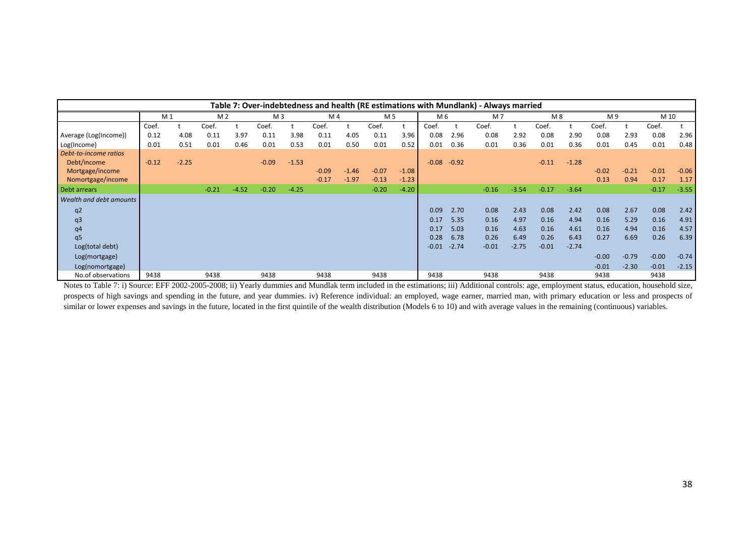**Table 7: Over-indebtedness and health (RE estimations with Mundlank) - Always married**

| | M 1 | | M 2 | | M 3 | | M 4 | | M 5 | | M 6 | | M 7 | | M 8 | | M 9 | | M 10 | |
|---|---|---|---|---|---|---|---|---|---|---|---|---|---|---|---|---|---|---|---|---|
| | Coef. | t | Coef. | t | Coef. | t | Coef. | t | Coef. | t | Coef. | t | Coef. | t | Coef. | t | Coef. | t | Coef. | t |
| Average (Log(Income)) | 0.12 | 4.08 | 0.11 | 3.97 | 0.11 | 3.98 | 0.11 | 4.05 | 0.11 | 3.96 | 0.08 | 2.96 | 0.08 | 2.92 | 0.08 | 2.90 | 0.08 | 2.93 | 0.08 | 2.96 |
| Log(Income) | 0.01 | 0.51 | 0.01 | 0.46 | 0.01 | 0.53 | 0.01 | 0.50 | 0.01 | 0.52 | 0.01 | 0.36 | 0.01 | 0.36 | 0.01 | 0.36 | 0.01 | 0.45 | 0.01 | 0.48 |
| *Debt-to-income ratios* | | | | | | | | | | | | | | | | | | | | |
| Debt/income | -0.12 | -2.25 | | | -0.09 | -1.53 | | | | | -0.08 | -0.92 | | | -0.11 | -1.28 | | | | |
| Mortgage/income | | | | | | | -0.09 | -1.46 | -0.07 | -1.08 | | | | | | | -0.02 | -0.21 | -0.01 | -0.06 |
| Nomortgage/income | | | | | | | -0.17 | -1.97 | -0.13 | -1.23 | | | | | | | 0.13 | 0.94 | 0.17 | 1.17 |
| Debt arrears | | | -0.21 | -4.52 | -0.20 | -4.25 | | | -0.20 | -4.20 | | | -0.16 | -3.54 | -0.17 | -3.64 | | | -0.17 | -3.55 |
| *Wealth and debt amounts* | | | | | | | | | | | | | | | | | | | | |
| q2 | | | | | | | | | | | 0.09 | 2.70 | 0.08 | 2.43 | 0.08 | 2.42 | 0.08 | 2.67 | 0.08 | 2.42 |
| q3 | | | | | | | | | | | 0.17 | 5.35 | 0.16 | 4.97 | 0.16 | 4.94 | 0.16 | 5.29 | 0.16 | 4.91 |
| q4 | | | | | | | | | | | 0.17 | 5.03 | 0.16 | 4.63 | 0.16 | 4.61 | 0.16 | 4.94 | 0.16 | 4.57 |
| q5 | | | | | | | | | | | 0.28 | 6.78 | 0.26 | 6.49 | 0.26 | 6.43 | 0.27 | 6.69 | 0.26 | 6.39 |
| Log(total debt) | | | | | | | | | | | -0.01 | -2.74 | -0.01 | -2.75 | -0.01 | -2.74 | | | | |
| Log(mortgage) | | | | | | | | | | | | | | | | | -0.00 | -0.79 | -0.00 | -0.74 |
| Log(nomortgage) | | | | | | | | | | | | | | | | | -0.01 | -2.30 | -0.01 | -2.15 |
| No.of observations | 9438 | | 9438 | | 9438 | | 9438 | | 9438 | | 9438 | | 9438 | | 9438 | | 9438 | | 9438 | |

Notes to Table 7: i) Source: EFF 2002-2005-2008; ii) Yearly dummies and Mundlak term included in the estimations; iii) Additional controls: age, employment status, education, household size, prospects of high savings and spending in the future, and year dummies. iv) Reference individual: an employed, wage earner, married man, with primary education or less and prospects of similar or lower expenses and savings in the future, located in the first quintile of the wealth distribution (Models 6 to 10) and with average values in the remaining (continuous) variables.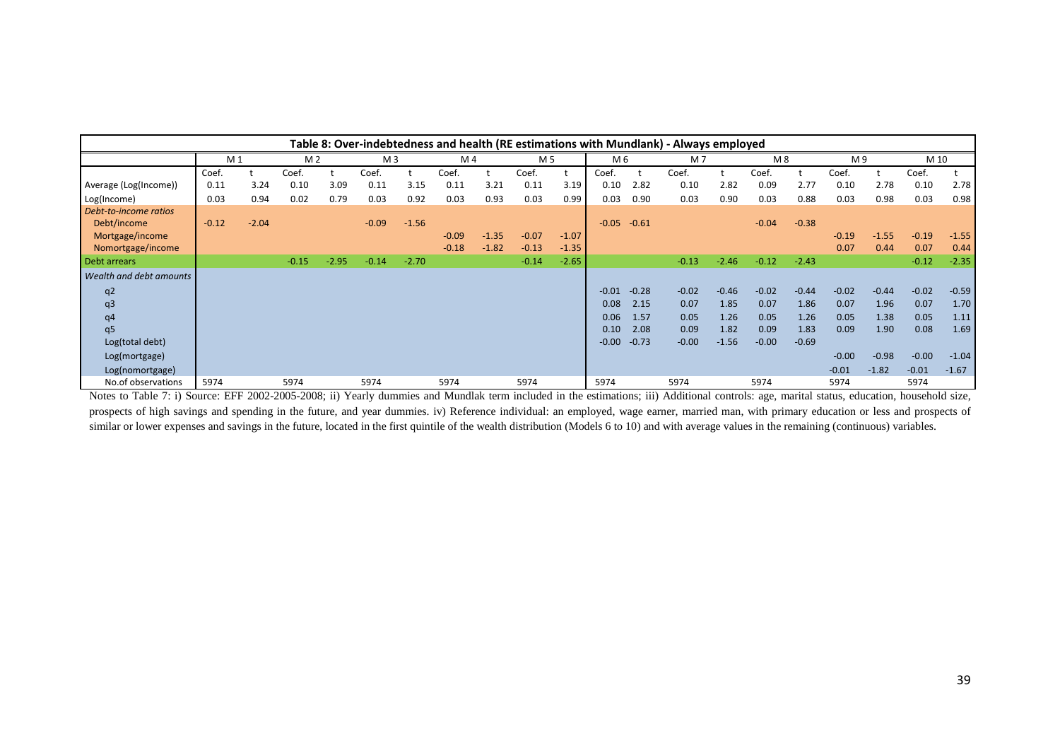**Table 8: Over-indebtedness and health (RE estimations with Mundlank) - Always employed**

| | M 1 | | M 2 | | M 3 | | M 4 | | M 5 | | M 6 | | M 7 | | M 8 | | M 9 | | M 10 | |
|---|---|---|---|---|---|---|---|---|---|---|---|---|---|---|---|---|---|---|---|---|
| | Coef. | t | Coef. | t | Coef. | t | Coef. | t | Coef. | t | Coef. | t | Coef. | t | Coef. | t | Coef. | t | Coef. | t |
| Average (Log(Income)) | 0.11 | 3.24 | 0.10 | 3.09 | 0.11 | 3.15 | 0.11 | 3.21 | 0.11 | 3.19 | 0.10 | 2.82 | 0.10 | 2.82 | 0.09 | 2.77 | 0.10 | 2.78 | 0.10 | 2.78 |
| Log(Income) | 0.03 | 0.94 | 0.02 | 0.79 | 0.03 | 0.92 | 0.03 | 0.93 | 0.03 | 0.99 | 0.03 | 0.90 | 0.03 | 0.90 | 0.03 | 0.88 | 0.03 | 0.98 | 0.03 | 0.98 |
| *Debt-to-income ratios* | | | | | | | | | | | | | | | | | | | | |
| Debt/income | -0.12 | -2.04 | | | -0.09 | -1.56 | | | | | -0.05 | -0.61 | | | -0.04 | -0.38 | | | | |
| Mortgage/income | | | | | | | -0.09 | -1.35 | -0.07 | -1.07 | | | | | | | -0.19 | -1.55 | -0.19 | -1.55 |
| Nomortgage/income | | | | | | | -0.18 | -1.82 | -0.13 | -1.35 | | | | | | | 0.07 | 0.44 | 0.07 | 0.44 |
| Debt arrears | | | -0.15 | -2.95 | -0.14 | -2.70 | | | -0.14 | -2.65 | | | -0.13 | -2.46 | -0.12 | -2.43 | | | -0.12 | -2.35 |
| *Wealth and debt amounts* | | | | | | | | | | | | | | | | | | | | |
| q2 | | | | | | | | | | | -0.01 | -0.28 | -0.02 | -0.46 | -0.02 | -0.44 | -0.02 | -0.44 | -0.02 | -0.59 |
| q3 | | | | | | | | | | | 0.08 | 2.15 | 0.07 | 1.85 | 0.07 | 1.86 | 0.07 | 1.96 | 0.07 | 1.70 |
| q4 | | | | | | | | | | | 0.06 | 1.57 | 0.05 | 1.26 | 0.05 | 1.26 | 0.05 | 1.38 | 0.05 | 1.11 |
| q5 | | | | | | | | | | | 0.10 | 2.08 | 0.09 | 1.82 | 0.09 | 1.83 | 0.09 | 1.90 | 0.08 | 1.69 |
| Log(total debt) | | | | | | | | | | | -0.00 | -0.73 | -0.00 | -1.56 | -0.00 | -0.69 | | | | |
| Log(mortgage) | | | | | | | | | | | | | | | | | -0.00 | -0.98 | -0.00 | -1.04 |
| Log(nomortgage) | | | | | | | | | | | | | | | | | -0.01 | -1.82 | -0.01 | -1.67 |
| No.of observations | 5974 | | 5974 | | 5974 | | 5974 | | 5974 | | 5974 | | 5974 | | 5974 | | 5974 | | 5974 | |

Notes to Table 7: i) Source: EFF 2002-2005-2008; ii) Yearly dummies and Mundlak term included in the estimations; iii) Additional controls: age, marital status, education, household size, prospects of high savings and spending in the future, and year dummies. iv) Reference individual: an employed, wage earner, married man, with primary education or less and prospects of similar or lower expenses and savings in the future, located in the first quintile of the wealth distribution (Models 6 to 10) and with average values in the remaining (continuous) variables.